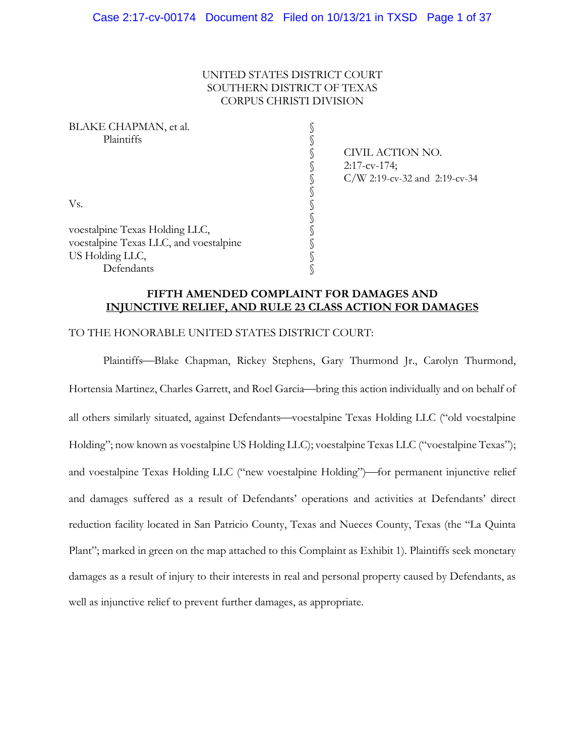UNITED STATES DISTRICT COURT
SOUTHERN DISTRICT OF TEXAS
CORPUS CHRISTI DIVISION

| | | |
|---|---|---|
| BLAKE CHAPMAN, et al.<br>Plaintiffs | § | CIVIL ACTION NO.<br>2:17-cv-174;<br>C/W 2:19-cv-32 and 2:19-cv-34 |
| Vs. | § | |
| voestalpine Texas Holding LLC, voestalpine Texas LLC, and voestalpine US Holding LLC,<br>Defendants | § | |

**FIFTH AMENDED COMPLAINT FOR DAMAGES AND INJUNCTIVE RELIEF, AND RULE 23 CLASS ACTION FOR DAMAGES**

TO THE HONORABLE UNITED STATES DISTRICT COURT:

Plaintiffs—Blake Chapman, Rickey Stephens, Gary Thurmond Jr., Carolyn Thurmond, Hortensia Martinez, Charles Garrett, and Roel Garcia—bring this action individually and on behalf of all others similarly situated, against Defendants—voestalpine Texas Holding LLC ("old voestalpine Holding"; now known as voestalpine US Holding LLC); voestalpine Texas LLC ("voestalpine Texas"); and voestalpine Texas Holding LLC ("new voestalpine Holding")—for permanent injunctive relief and damages suffered as a result of Defendants' operations and activities at Defendants' direct reduction facility located in San Patricio County, Texas and Nueces County, Texas (the "La Quinta Plant"; marked in green on the map attached to this Complaint as Exhibit 1). Plaintiffs seek monetary damages as a result of injury to their interests in real and personal property caused by Defendants, as well as injunctive relief to prevent further damages, as appropriate.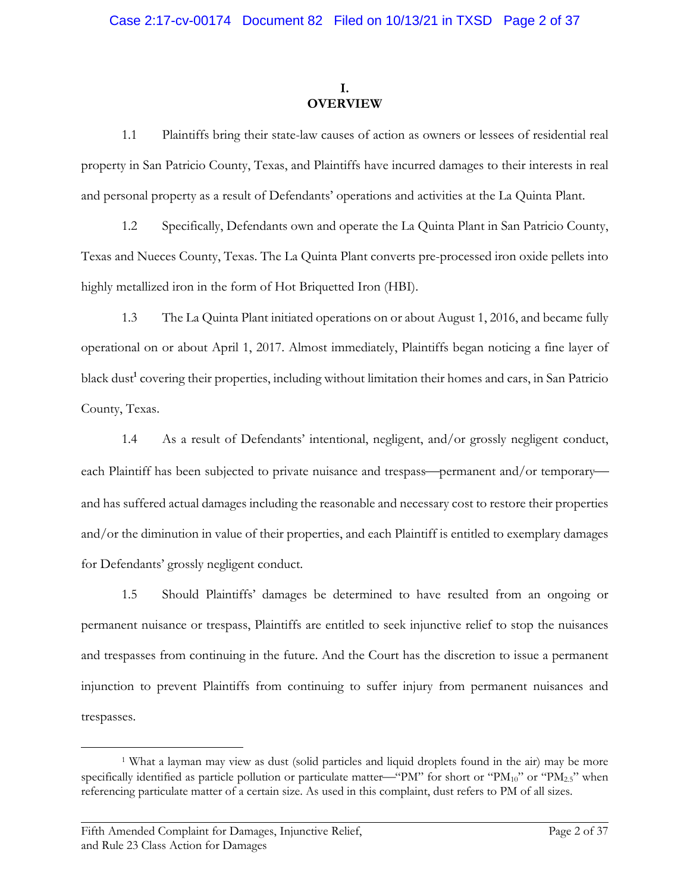# I. OVERVIEW

1.1 Plaintiffs bring their state-law causes of action as owners or lessees of residential real property in San Patricio County, Texas, and Plaintiffs have incurred damages to their interests in real and personal property as a result of Defendants' operations and activities at the La Quinta Plant.

1.2 Specifically, Defendants own and operate the La Quinta Plant in San Patricio County, Texas and Nueces County, Texas. The La Quinta Plant converts pre-processed iron oxide pellets into highly metallized iron in the form of Hot Briquetted Iron (HBI).

1.3 The La Quinta Plant initiated operations on or about August 1, 2016, and became fully operational on or about April 1, 2017. Almost immediately, Plaintiffs began noticing a fine layer of black dust[1] covering their properties, including without limitation their homes and cars, in San Patricio County, Texas.

1.4 As a result of Defendants' intentional, negligent, and/or grossly negligent conduct, each Plaintiff has been subjected to private nuisance and trespass—permanent and/or temporary—and has suffered actual damages including the reasonable and necessary cost to restore their properties and/or the diminution in value of their properties, and each Plaintiff is entitled to exemplary damages for Defendants' grossly negligent conduct.

1.5 Should Plaintiffs' damages be determined to have resulted from an ongoing or permanent nuisance or trespass, Plaintiffs are entitled to seek injunctive relief to stop the nuisances and trespasses from continuing in the future. And the Court has the discretion to issue a permanent injunction to prevent Plaintiffs from continuing to suffer injury from permanent nuisances and trespasses.

---

[1] What a layman may view as dust (solid particles and liquid droplets found in the air) may be more specifically identified as particle pollution or particulate matter—"PM" for short or "$PM_{10}$" or "$PM_{2.5}$" when referencing particulate matter of a certain size. As used in this complaint, dust refers to PM of all sizes.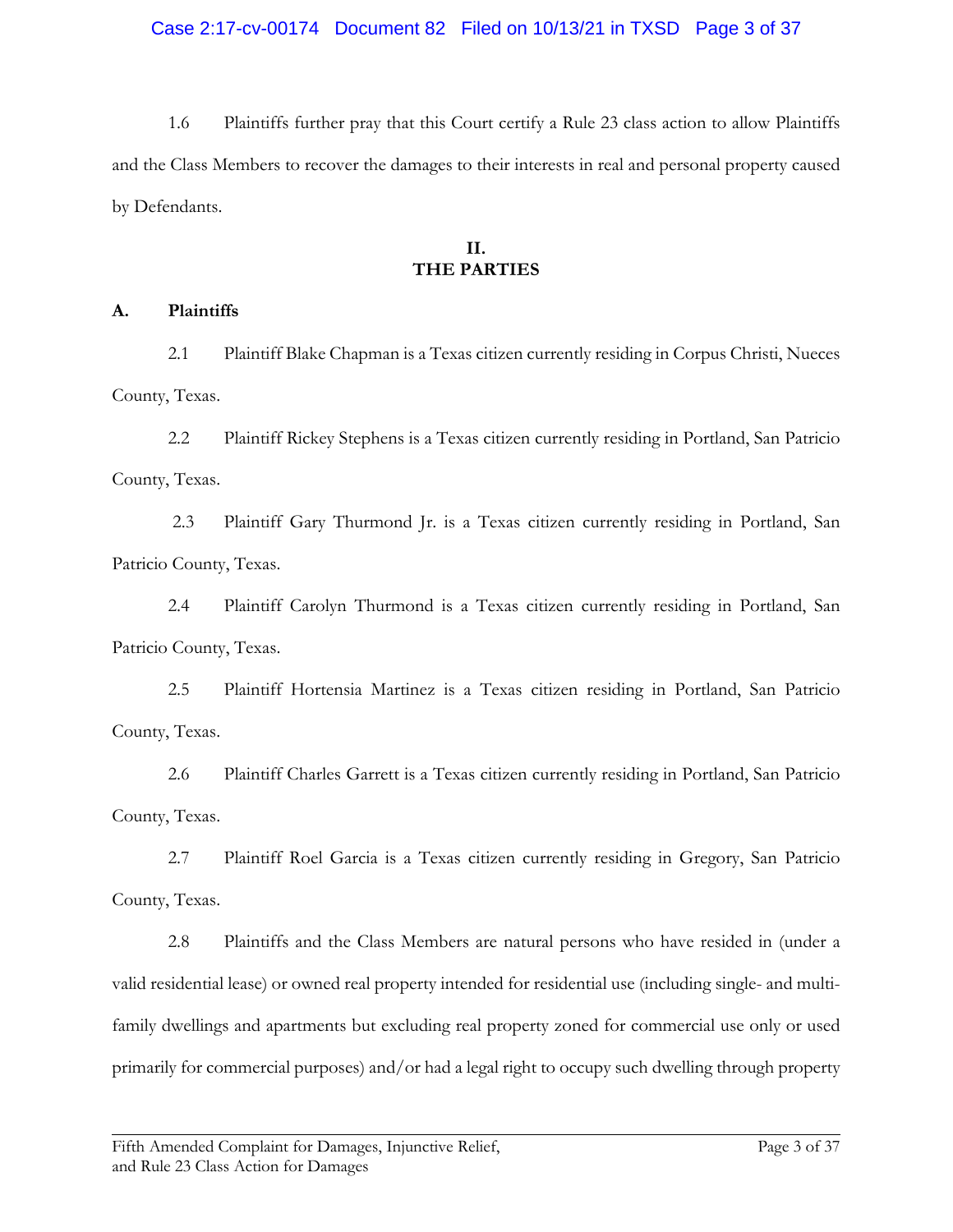1.6 Plaintiffs further pray that this Court certify a Rule 23 class action to allow Plaintiffs and the Class Members to recover the damages to their interests in real and personal property caused by Defendants.

## II.
## THE PARTIES

### A. Plaintiffs

2.1 Plaintiff Blake Chapman is a Texas citizen currently residing in Corpus Christi, Nueces County, Texas.

2.2 Plaintiff Rickey Stephens is a Texas citizen currently residing in Portland, San Patricio County, Texas.

2.3 Plaintiff Gary Thurmond Jr. is a Texas citizen currently residing in Portland, San Patricio County, Texas.

2.4 Plaintiff Carolyn Thurmond is a Texas citizen currently residing in Portland, San Patricio County, Texas.

2.5 Plaintiff Hortensia Martinez is a Texas citizen residing in Portland, San Patricio County, Texas.

2.6 Plaintiff Charles Garrett is a Texas citizen currently residing in Portland, San Patricio County, Texas.

2.7 Plaintiff Roel Garcia is a Texas citizen currently residing in Gregory, San Patricio County, Texas.

2.8 Plaintiffs and the Class Members are natural persons who have resided in (under a valid residential lease) or owned real property intended for residential use (including single- and multi-family dwellings and apartments but excluding real property zoned for commercial use only or used primarily for commercial purposes) and/or had a legal right to occupy such dwelling through property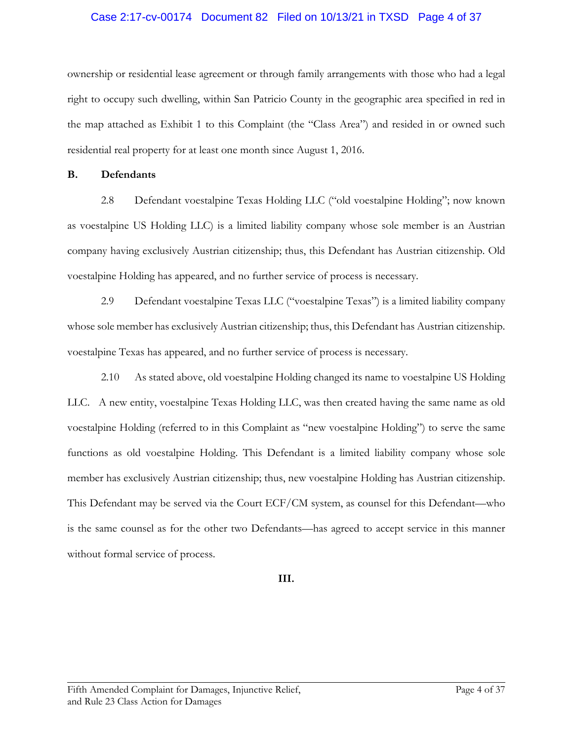ownership or residential lease agreement or through family arrangements with those who had a legal right to occupy such dwelling, within San Patricio County in the geographic area specified in red in the map attached as Exhibit 1 to this Complaint (the "Class Area") and resided in or owned such residential real property for at least one month since August 1, 2016.

**B. Defendants**

2.8 Defendant voestalpine Texas Holding LLC ("old voestalpine Holding"; now known as voestalpine US Holding LLC) is a limited liability company whose sole member is an Austrian company having exclusively Austrian citizenship; thus, this Defendant has Austrian citizenship. Old voestalpine Holding has appeared, and no further service of process is necessary.

2.9 Defendant voestalpine Texas LLC ("voestalpine Texas") is a limited liability company whose sole member has exclusively Austrian citizenship; thus, this Defendant has Austrian citizenship. voestalpine Texas has appeared, and no further service of process is necessary.

2.10 As stated above, old voestalpine Holding changed its name to voestalpine US Holding LLC. A new entity, voestalpine Texas Holding LLC, was then created having the same name as old voestalpine Holding (referred to in this Complaint as "new voestalpine Holding") to serve the same functions as old voestalpine Holding. This Defendant is a limited liability company whose sole member has exclusively Austrian citizenship; thus, new voestalpine Holding has Austrian citizenship. This Defendant may be served via the Court ECF/CM system, as counsel for this Defendant—who is the same counsel as for the other two Defendants—has agreed to accept service in this manner without formal service of process.

**III.**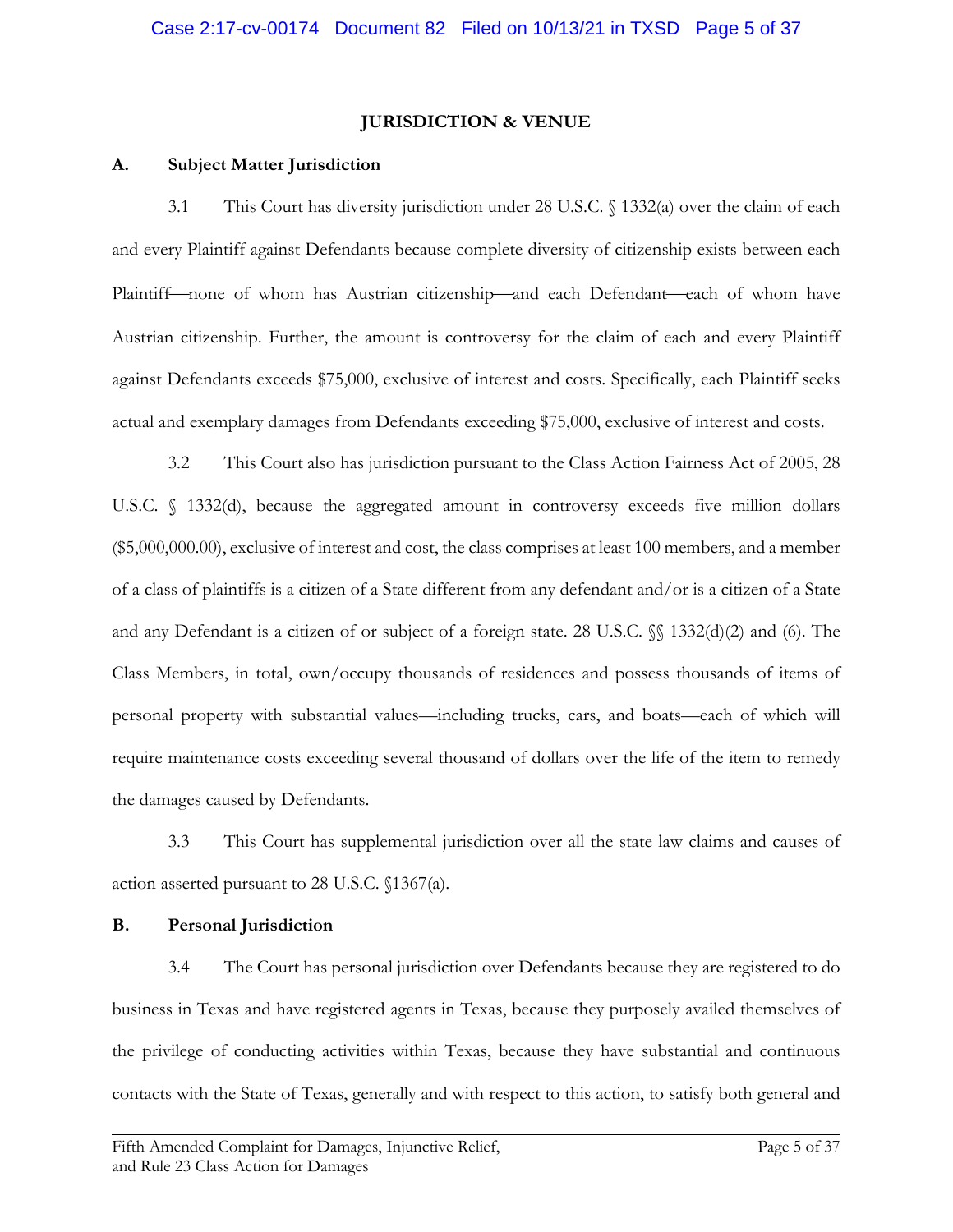## JURISDICTION & VENUE

### A. Subject Matter Jurisdiction

3.1 This Court has diversity jurisdiction under 28 U.S.C. § 1332(a) over the claim of each and every Plaintiff against Defendants because complete diversity of citizenship exists between each Plaintiff—none of whom has Austrian citizenship—and each Defendant—each of whom have Austrian citizenship. Further, the amount is controversy for the claim of each and every Plaintiff against Defendants exceeds $75,000, exclusive of interest and costs. Specifically, each Plaintiff seeks actual and exemplary damages from Defendants exceeding $75,000, exclusive of interest and costs.

3.2 This Court also has jurisdiction pursuant to the Class Action Fairness Act of 2005, 28 U.S.C. § 1332(d), because the aggregated amount in controversy exceeds five million dollars ($5,000,000.00), exclusive of interest and cost, the class comprises at least 100 members, and a member of a class of plaintiffs is a citizen of a State different from any defendant and/or is a citizen of a State and any Defendant is a citizen of or subject of a foreign state. 28 U.S.C. §§ 1332(d)(2) and (6). The Class Members, in total, own/occupy thousands of residences and possess thousands of items of personal property with substantial values—including trucks, cars, and boats—each of which will require maintenance costs exceeding several thousand of dollars over the life of the item to remedy the damages caused by Defendants.

3.3 This Court has supplemental jurisdiction over all the state law claims and causes of action asserted pursuant to 28 U.S.C. §1367(a).

### B. Personal Jurisdiction

3.4 The Court has personal jurisdiction over Defendants because they are registered to do business in Texas and have registered agents in Texas, because they purposely availed themselves of the privilege of conducting activities within Texas, because they have substantial and continuous contacts with the State of Texas, generally and with respect to this action, to satisfy both general and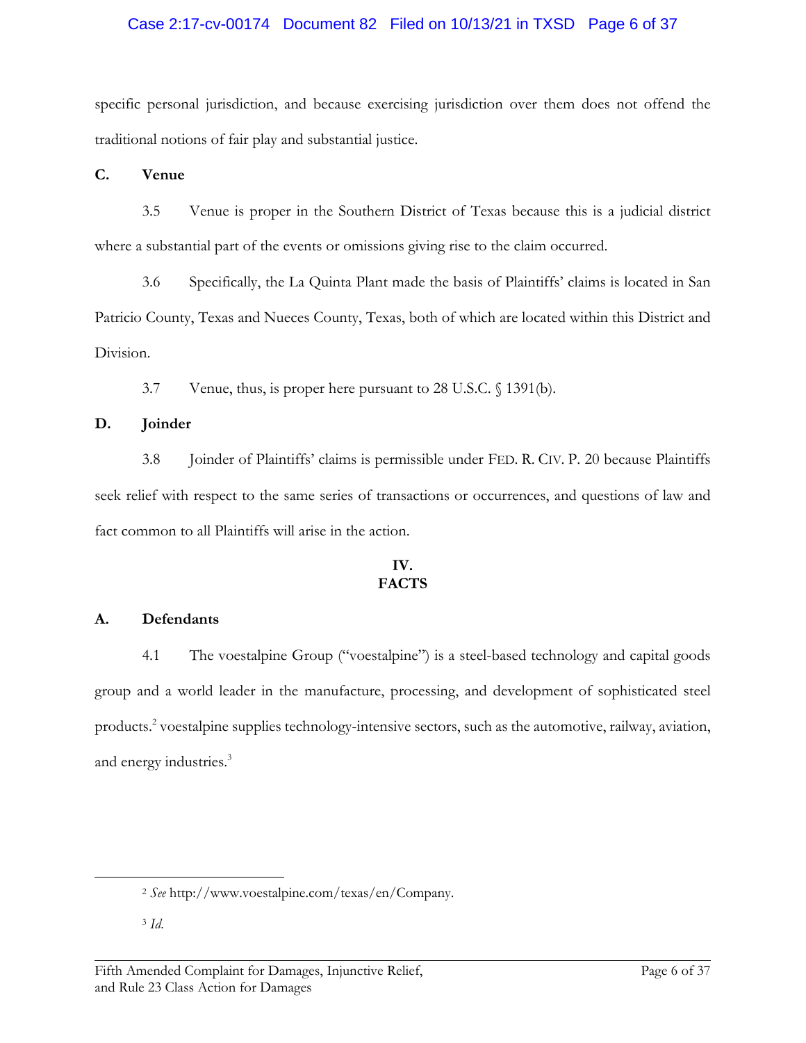specific personal jurisdiction, and because exercising jurisdiction over them does not offend the traditional notions of fair play and substantial justice.

**C. Venue**

3.5 Venue is proper in the Southern District of Texas because this is a judicial district where a substantial part of the events or omissions giving rise to the claim occurred.

3.6 Specifically, the La Quinta Plant made the basis of Plaintiffs' claims is located in San Patricio County, Texas and Nueces County, Texas, both of which are located within this District and Division.

3.7 Venue, thus, is proper here pursuant to 28 U.S.C. § 1391(b).

**D. Joinder**

3.8 Joinder of Plaintiffs' claims is permissible under FED. R. CIV. P. 20 because Plaintiffs seek relief with respect to the same series of transactions or occurrences, and questions of law and fact common to all Plaintiffs will arise in the action.

## IV. FACTS

**A. Defendants**

4.1 The voestalpine Group ("voestalpine") is a steel-based technology and capital goods group and a world leader in the manufacture, processing, and development of sophisticated steel products.[2] voestalpine supplies technology-intensive sectors, such as the automotive, railway, aviation, and energy industries.[3]

---

[2] *See* http://www.voestalpine.com/texas/en/Company.

[3] *Id.*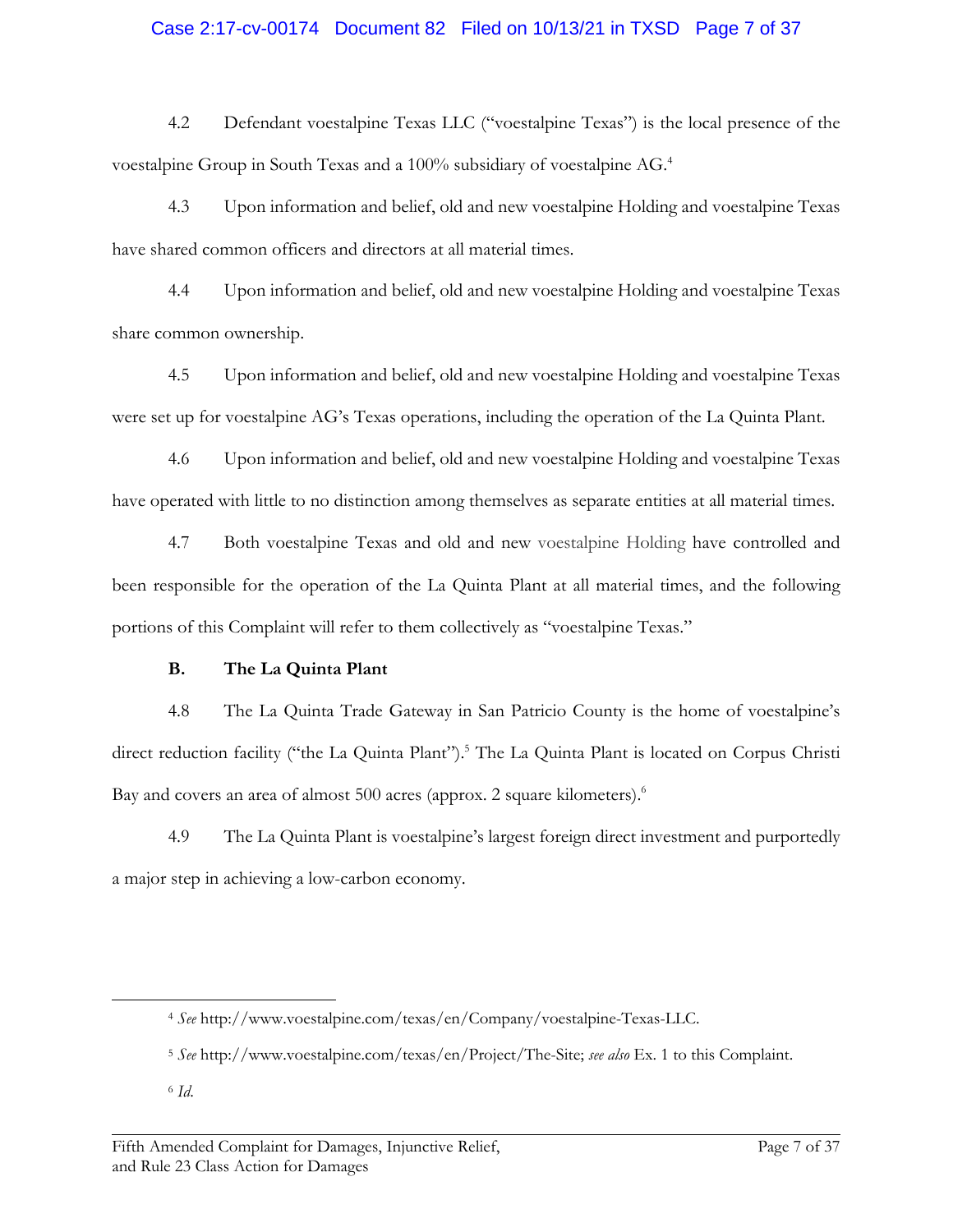4.2 Defendant voestalpine Texas LLC ("voestalpine Texas") is the local presence of the voestalpine Group in South Texas and a 100% subsidiary of voestalpine AG.[4]

4.3 Upon information and belief, old and new voestalpine Holding and voestalpine Texas have shared common officers and directors at all material times.

4.4 Upon information and belief, old and new voestalpine Holding and voestalpine Texas share common ownership.

4.5 Upon information and belief, old and new voestalpine Holding and voestalpine Texas were set up for voestalpine AG's Texas operations, including the operation of the La Quinta Plant.

4.6 Upon information and belief, old and new voestalpine Holding and voestalpine Texas have operated with little to no distinction among themselves as separate entities at all material times.

4.7 Both voestalpine Texas and old and new voestalpine Holding have controlled and been responsible for the operation of the La Quinta Plant at all material times, and the following portions of this Complaint will refer to them collectively as "voestalpine Texas."

**B. The La Quinta Plant**

4.8 The La Quinta Trade Gateway in San Patricio County is the home of voestalpine's direct reduction facility ("the La Quinta Plant").[5] The La Quinta Plant is located on Corpus Christi Bay and covers an area of almost 500 acres (approx. 2 square kilometers).[6]

4.9 The La Quinta Plant is voestalpine's largest foreign direct investment and purportedly a major step in achieving a low-carbon economy.

---

[4] *See* http://www.voestalpine.com/texas/en/Company/voestalpine-Texas-LLC.

[5] *See* http://www.voestalpine.com/texas/en/Project/The-Site; *see also* Ex. 1 to this Complaint.

[6] *Id.*

Fifth Amended Complaint for Damages, Injunctive Relief, and Rule 23 Class Action for Damages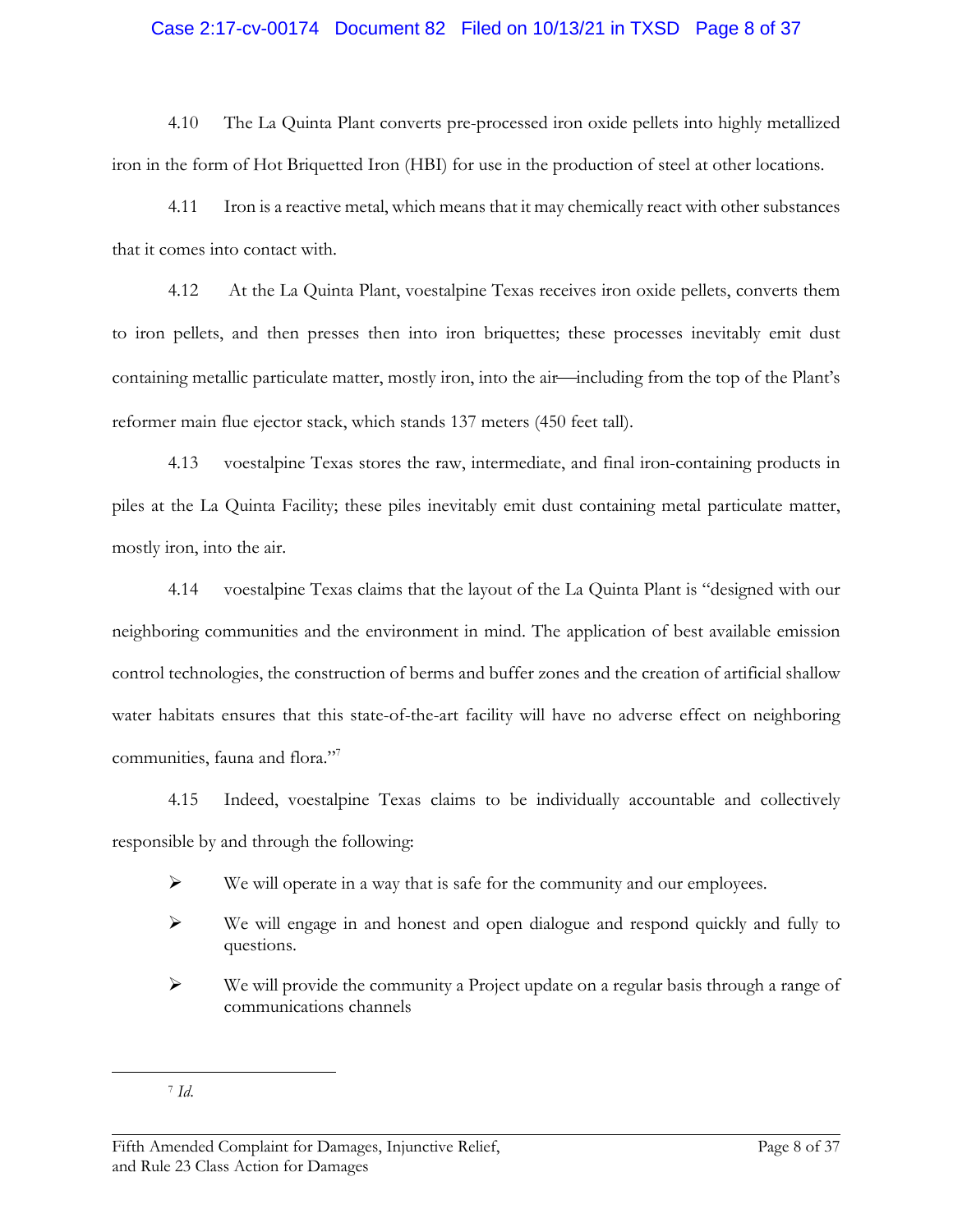4.10 The La Quinta Plant converts pre-processed iron oxide pellets into highly metallized iron in the form of Hot Briquetted Iron (HBI) for use in the production of steel at other locations.

4.11 Iron is a reactive metal, which means that it may chemically react with other substances that it comes into contact with.

4.12 At the La Quinta Plant, voestalpine Texas receives iron oxide pellets, converts them to iron pellets, and then presses then into iron briquettes; these processes inevitably emit dust containing metallic particulate matter, mostly iron, into the air—including from the top of the Plant's reformer main flue ejector stack, which stands 137 meters (450 feet tall).

4.13 voestalpine Texas stores the raw, intermediate, and final iron-containing products in piles at the La Quinta Facility; these piles inevitably emit dust containing metal particulate matter, mostly iron, into the air.

4.14 voestalpine Texas claims that the layout of the La Quinta Plant is "designed with our neighboring communities and the environment in mind. The application of best available emission control technologies, the construction of berms and buffer zones and the creation of artificial shallow water habitats ensures that this state-of-the-art facility will have no adverse effect on neighboring communities, fauna and flora."[7]

4.15 Indeed, voestalpine Texas claims to be individually accountable and collectively responsible by and through the following:

- We will operate in a way that is safe for the community and our employees.
- We will engage in and honest and open dialogue and respond quickly and fully to questions.
- We will provide the community a Project update on a regular basis through a range of communications channels

---

[7] *Id.*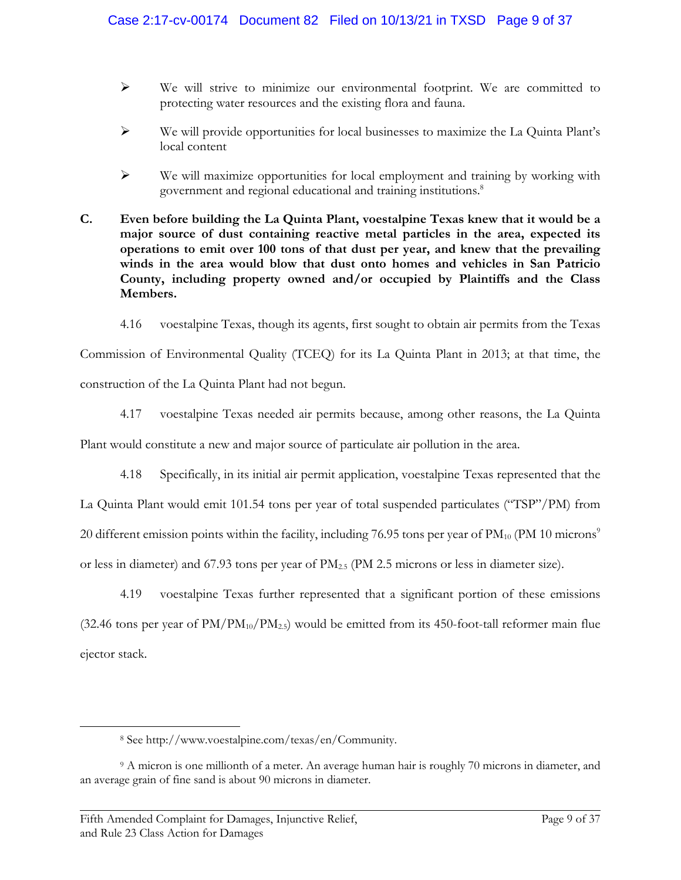- We will strive to minimize our environmental footprint. We are committed to protecting water resources and the existing flora and fauna.
- We will provide opportunities for local businesses to maximize the La Quinta Plant's local content
- We will maximize opportunities for local employment and training by working with government and regional educational and training institutions.[8]

**C. Even before building the La Quinta Plant, voestalpine Texas knew that it would be a major source of dust containing reactive metal particles in the area, expected its operations to emit over 100 tons of that dust per year, and knew that the prevailing winds in the area would blow that dust onto homes and vehicles in San Patricio County, including property owned and/or occupied by Plaintiffs and the Class Members.**

4.16 voestalpine Texas, though its agents, first sought to obtain air permits from the Texas Commission of Environmental Quality (TCEQ) for its La Quinta Plant in 2013; at that time, the construction of the La Quinta Plant had not begun.

4.17 voestalpine Texas needed air permits because, among other reasons, the La Quinta Plant would constitute a new and major source of particulate air pollution in the area.

4.18 Specifically, in its initial air permit application, voestalpine Texas represented that the La Quinta Plant would emit 101.54 tons per year of total suspended particulates ("TSP"/PM) from 20 different emission points within the facility, including 76.95 tons per year of $PM_{10}$ (PM 10 microns[9] or less in diameter) and 67.93 tons per year of $PM_{2.5}$ (PM 2.5 microns or less in diameter size).

4.19 voestalpine Texas further represented that a significant portion of these emissions (32.46 tons per year of $PM/PM_{10}/PM_{2.5}$) would be emitted from its 450-foot-tall reformer main flue ejector stack.

---

[8] See http://www.voestalpine.com/texas/en/Community.

[9] A micron is one millionth of a meter. An average human hair is roughly 70 microns in diameter, and an average grain of fine sand is about 90 microns in diameter.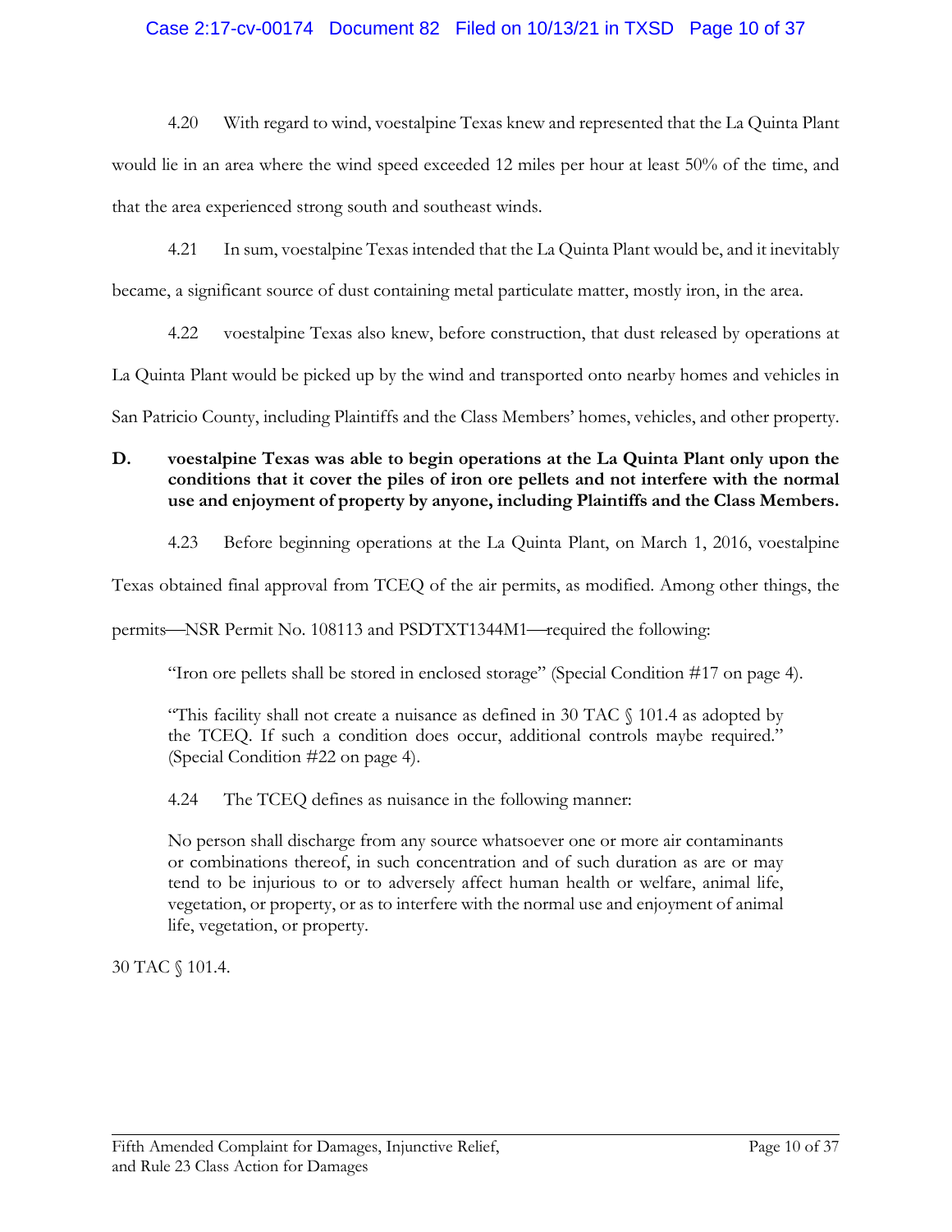4.20 With regard to wind, voestalpine Texas knew and represented that the La Quinta Plant would lie in an area where the wind speed exceeded 12 miles per hour at least 50% of the time, and that the area experienced strong south and southeast winds.

4.21 In sum, voestalpine Texas intended that the La Quinta Plant would be, and it inevitably became, a significant source of dust containing metal particulate matter, mostly iron, in the area.

4.22 voestalpine Texas also knew, before construction, that dust released by operations at La Quinta Plant would be picked up by the wind and transported onto nearby homes and vehicles in San Patricio County, including Plaintiffs and the Class Members' homes, vehicles, and other property.

### D. voestalpine Texas was able to begin operations at the La Quinta Plant only upon the conditions that it cover the piles of iron ore pellets and not interfere with the normal use and enjoyment of property by anyone, including Plaintiffs and the Class Members.

4.23 Before beginning operations at the La Quinta Plant, on March 1, 2016, voestalpine Texas obtained final approval from TCEQ of the air permits, as modified. Among other things, the permits—NSR Permit No. 108113 and PSDTXT1344M1—required the following:

> "Iron ore pellets shall be stored in enclosed storage" (Special Condition #17 on page 4).
>
> "This facility shall not create a nuisance as defined in 30 TAC § 101.4 as adopted by the TCEQ. If such a condition does occur, additional controls maybe required." (Special Condition #22 on page 4).

4.24 The TCEQ defines as nuisance in the following manner:

> No person shall discharge from any source whatsoever one or more air contaminants or combinations thereof, in such concentration and of such duration as are or may tend to be injurious to or to adversely affect human health or welfare, animal life, vegetation, or property, or as to interfere with the normal use and enjoyment of animal life, vegetation, or property.

30 TAC § 101.4.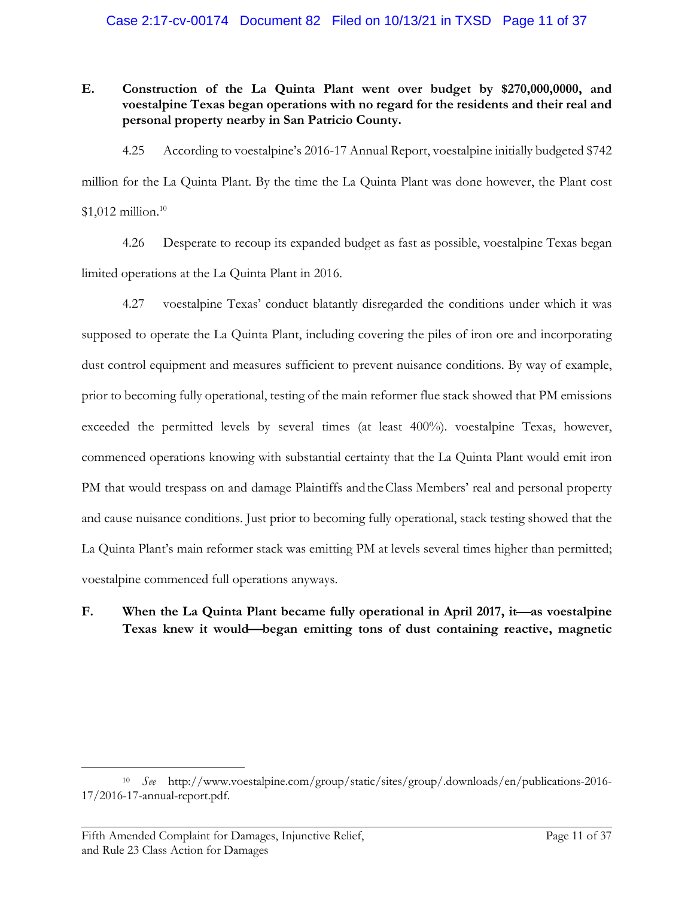**E. Construction of the La Quinta Plant went over budget by $270,000,0000, and voestalpine Texas began operations with no regard for the residents and their real and personal property nearby in San Patricio County.**

4.25 According to voestalpine's 2016-17 Annual Report, voestalpine initially budgeted $742 million for the La Quinta Plant. By the time the La Quinta Plant was done however, the Plant cost $1,012 million.[10]

4.26 Desperate to recoup its expanded budget as fast as possible, voestalpine Texas began limited operations at the La Quinta Plant in 2016.

4.27 voestalpine Texas' conduct blatantly disregarded the conditions under which it was supposed to operate the La Quinta Plant, including covering the piles of iron ore and incorporating dust control equipment and measures sufficient to prevent nuisance conditions. By way of example, prior to becoming fully operational, testing of the main reformer flue stack showed that PM emissions exceeded the permitted levels by several times (at least 400%). voestalpine Texas, however, commenced operations knowing with substantial certainty that the La Quinta Plant would emit iron PM that would trespass on and damage Plaintiffs and the Class Members' real and personal property and cause nuisance conditions. Just prior to becoming fully operational, stack testing showed that the La Quinta Plant's main reformer stack was emitting PM at levels several times higher than permitted; voestalpine commenced full operations anyways.

**F. When the La Quinta Plant became fully operational in April 2017, it—as voestalpine Texas knew it would—began emitting tons of dust containing reactive, magnetic**

[10] *See* http://www.voestalpine.com/group/static/sites/group/.downloads/en/publications-2016-17/2016-17-annual-report.pdf.

Fifth Amended Complaint for Damages, Injunctive Relief, and Rule 23 Class Action for Damages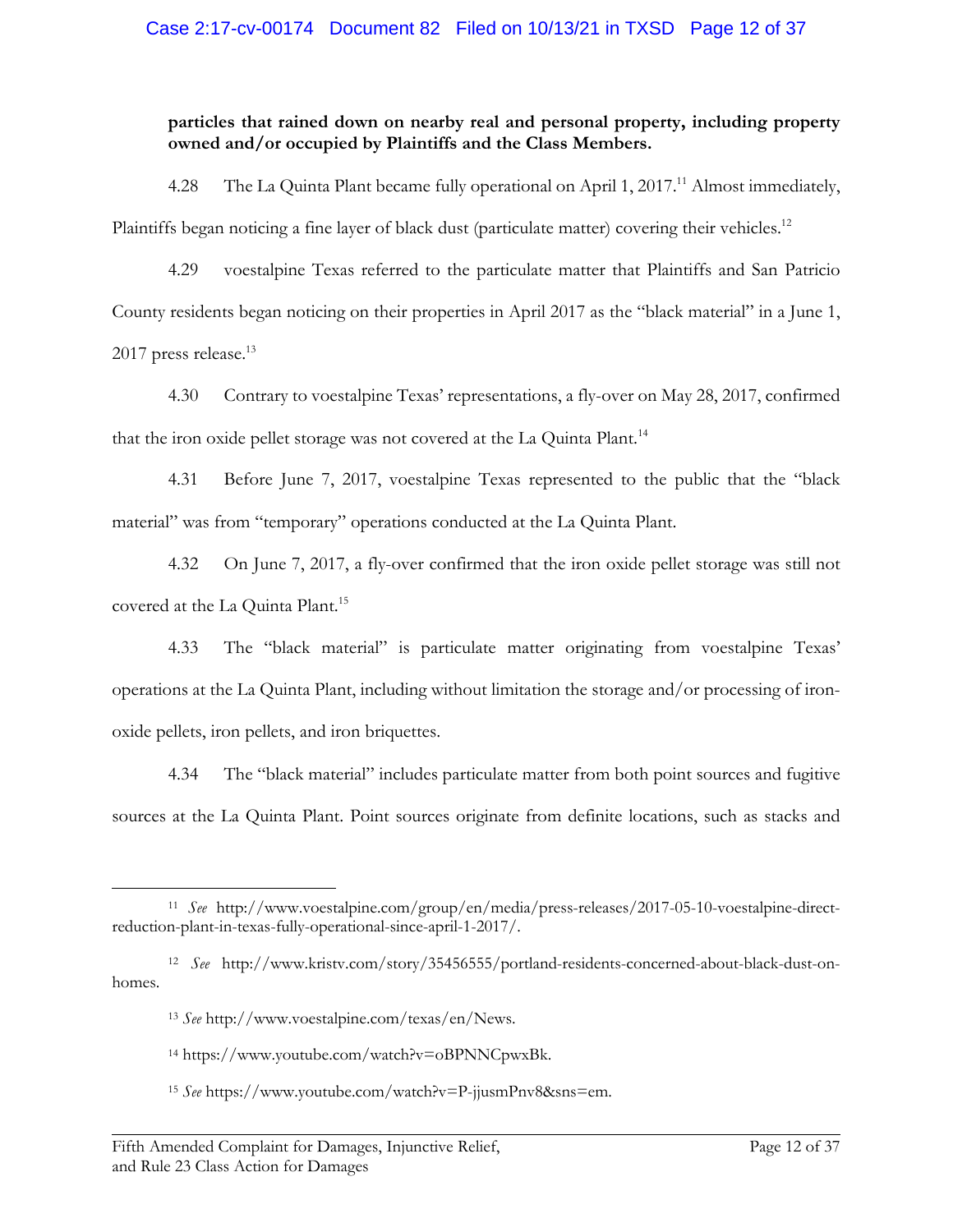**particles that rained down on nearby real and personal property, including property owned and/or occupied by Plaintiffs and the Class Members.**

4.28 The La Quinta Plant became fully operational on April 1, 2017.[11] Almost immediately, Plaintiffs began noticing a fine layer of black dust (particulate matter) covering their vehicles.[12]

4.29 voestalpine Texas referred to the particulate matter that Plaintiffs and San Patricio County residents began noticing on their properties in April 2017 as the "black material" in a June 1, 2017 press release.[13]

4.30 Contrary to voestalpine Texas' representations, a fly-over on May 28, 2017, confirmed that the iron oxide pellet storage was not covered at the La Quinta Plant.[14]

4.31 Before June 7, 2017, voestalpine Texas represented to the public that the "black material" was from "temporary" operations conducted at the La Quinta Plant.

4.32 On June 7, 2017, a fly-over confirmed that the iron oxide pellet storage was still not covered at the La Quinta Plant.[15]

4.33 The "black material" is particulate matter originating from voestalpine Texas' operations at the La Quinta Plant, including without limitation the storage and/or processing of iron-oxide pellets, iron pellets, and iron briquettes.

4.34 The "black material" includes particulate matter from both point sources and fugitive sources at the La Quinta Plant. Point sources originate from definite locations, such as stacks and

---

[11] *See* http://www.voestalpine.com/group/en/media/press-releases/2017-05-10-voestalpine-direct-reduction-plant-in-texas-fully-operational-since-april-1-2017/.

[12] *See* http://www.kristv.com/story/35456555/portland-residents-concerned-about-black-dust-on-homes.

[13] *See* http://www.voestalpine.com/texas/en/News.

[14] https://www.youtube.com/watch?v=oBPNNCpwxBk.

[15] *See* https://www.youtube.com/watch?v=P-jjusmPnv8&sns=em.

Fifth Amended Complaint for Damages, Injunctive Relief, and Rule 23 Class Action for Damages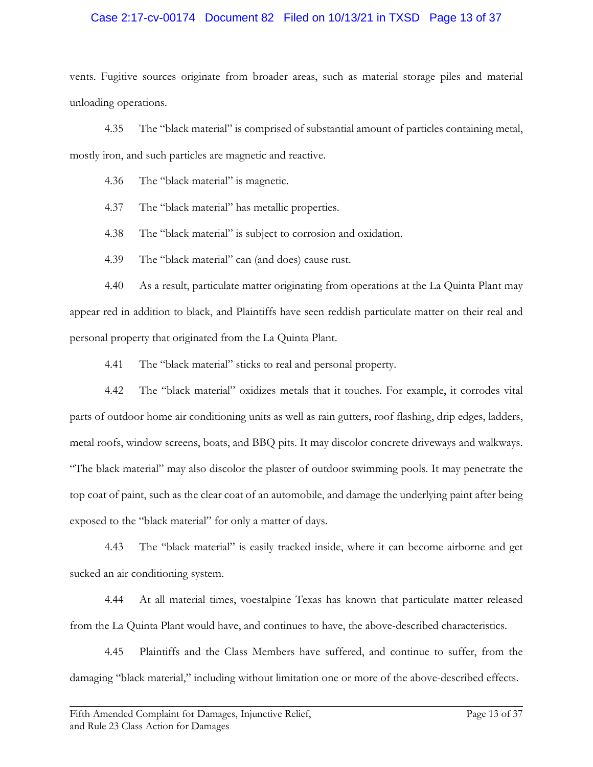vents. Fugitive sources originate from broader areas, such as material storage piles and material unloading operations.

4.35 The "black material" is comprised of substantial amount of particles containing metal, mostly iron, and such particles are magnetic and reactive.

4.36 The "black material" is magnetic.

4.37 The "black material" has metallic properties.

4.38 The "black material" is subject to corrosion and oxidation.

4.39 The "black material" can (and does) cause rust.

4.40 As a result, particulate matter originating from operations at the La Quinta Plant may appear red in addition to black, and Plaintiffs have seen reddish particulate matter on their real and personal property that originated from the La Quinta Plant.

4.41 The "black material" sticks to real and personal property.

4.42 The "black material" oxidizes metals that it touches. For example, it corrodes vital parts of outdoor home air conditioning units as well as rain gutters, roof flashing, drip edges, ladders, metal roofs, window screens, boats, and BBQ pits. It may discolor concrete driveways and walkways. "The black material" may also discolor the plaster of outdoor swimming pools. It may penetrate the top coat of paint, such as the clear coat of an automobile, and damage the underlying paint after being exposed to the "black material" for only a matter of days.

4.43 The "black material" is easily tracked inside, where it can become airborne and get sucked an air conditioning system.

4.44 At all material times, voestalpine Texas has known that particulate matter released from the La Quinta Plant would have, and continues to have, the above-described characteristics.

4.45 Plaintiffs and the Class Members have suffered, and continue to suffer, from the damaging "black material," including without limitation one or more of the above-described effects.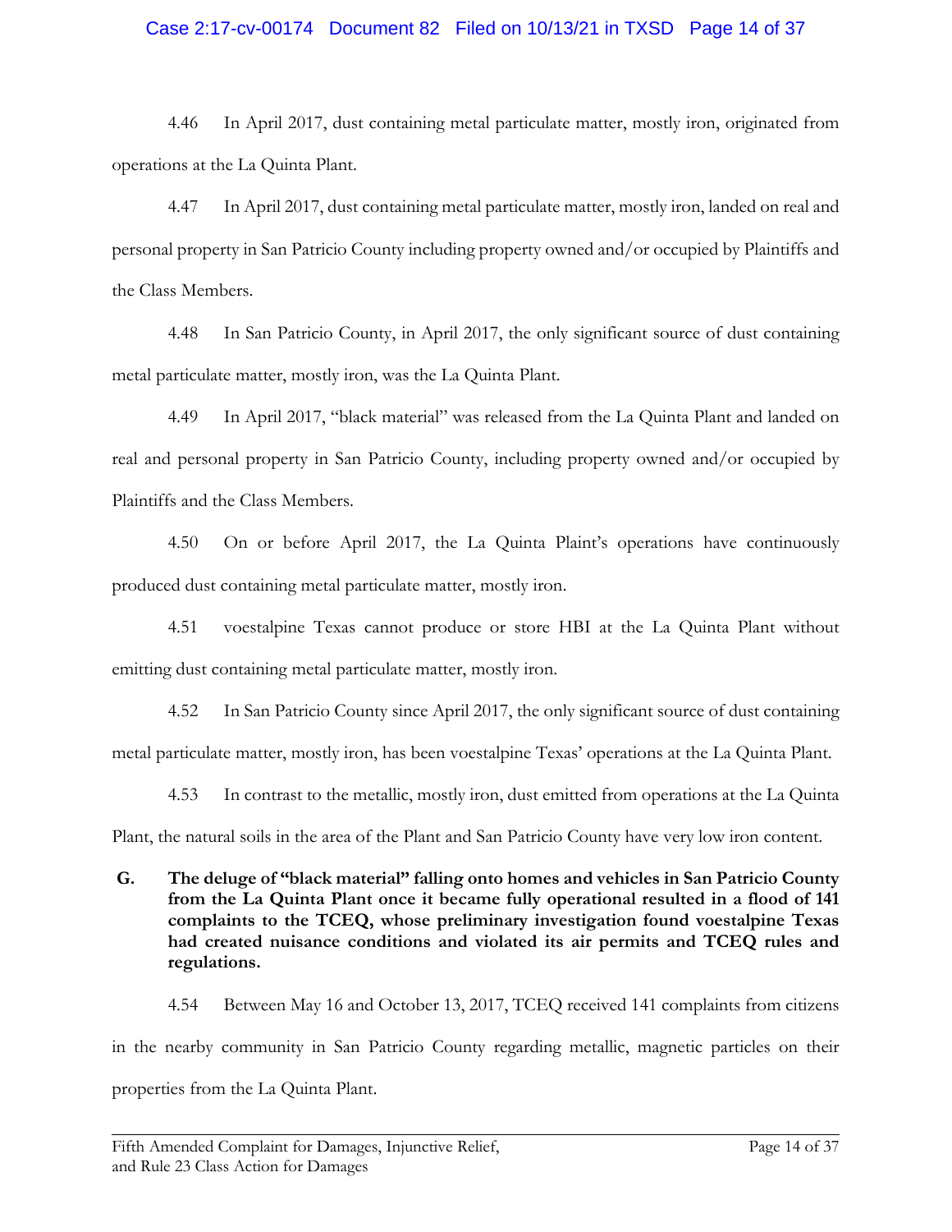4.46 In April 2017, dust containing metal particulate matter, mostly iron, originated from operations at the La Quinta Plant.

4.47 In April 2017, dust containing metal particulate matter, mostly iron, landed on real and personal property in San Patricio County including property owned and/or occupied by Plaintiffs and the Class Members.

4.48 In San Patricio County, in April 2017, the only significant source of dust containing metal particulate matter, mostly iron, was the La Quinta Plant.

4.49 In April 2017, "black material" was released from the La Quinta Plant and landed on real and personal property in San Patricio County, including property owned and/or occupied by Plaintiffs and the Class Members.

4.50 On or before April 2017, the La Quinta Plaint's operations have continuously produced dust containing metal particulate matter, mostly iron.

4.51 voestalpine Texas cannot produce or store HBI at the La Quinta Plant without emitting dust containing metal particulate matter, mostly iron.

4.52 In San Patricio County since April 2017, the only significant source of dust containing metal particulate matter, mostly iron, has been voestalpine Texas' operations at the La Quinta Plant.

4.53 In contrast to the metallic, mostly iron, dust emitted from operations at the La Quinta Plant, the natural soils in the area of the Plant and San Patricio County have very low iron content.

**G. The deluge of "black material" falling onto homes and vehicles in San Patricio County from the La Quinta Plant once it became fully operational resulted in a flood of 141 complaints to the TCEQ, whose preliminary investigation found voestalpine Texas had created nuisance conditions and violated its air permits and TCEQ rules and regulations.**

4.54 Between May 16 and October 13, 2017, TCEQ received 141 complaints from citizens in the nearby community in San Patricio County regarding metallic, magnetic particles on their properties from the La Quinta Plant.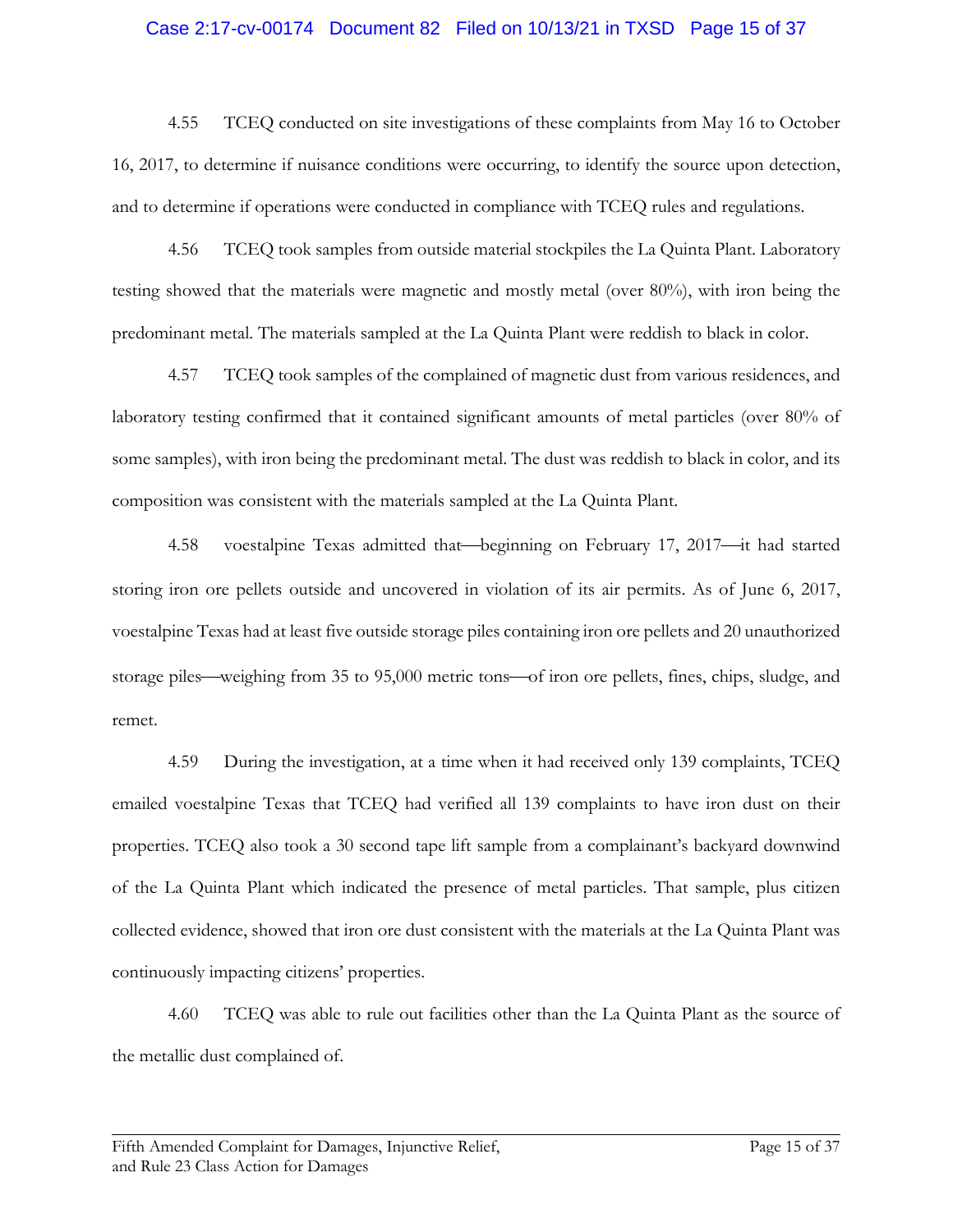4.55 TCEQ conducted on site investigations of these complaints from May 16 to October 16, 2017, to determine if nuisance conditions were occurring, to identify the source upon detection, and to determine if operations were conducted in compliance with TCEQ rules and regulations.

4.56 TCEQ took samples from outside material stockpiles the La Quinta Plant. Laboratory testing showed that the materials were magnetic and mostly metal (over 80%), with iron being the predominant metal. The materials sampled at the La Quinta Plant were reddish to black in color.

4.57 TCEQ took samples of the complained of magnetic dust from various residences, and laboratory testing confirmed that it contained significant amounts of metal particles (over 80% of some samples), with iron being the predominant metal. The dust was reddish to black in color, and its composition was consistent with the materials sampled at the La Quinta Plant.

4.58 voestalpine Texas admitted that—beginning on February 17, 2017—it had started storing iron ore pellets outside and uncovered in violation of its air permits. As of June 6, 2017, voestalpine Texas had at least five outside storage piles containing iron ore pellets and 20 unauthorized storage piles—weighing from 35 to 95,000 metric tons—of iron ore pellets, fines, chips, sludge, and remet.

4.59 During the investigation, at a time when it had received only 139 complaints, TCEQ emailed voestalpine Texas that TCEQ had verified all 139 complaints to have iron dust on their properties. TCEQ also took a 30 second tape lift sample from a complainant's backyard downwind of the La Quinta Plant which indicated the presence of metal particles. That sample, plus citizen collected evidence, showed that iron ore dust consistent with the materials at the La Quinta Plant was continuously impacting citizens' properties.

4.60 TCEQ was able to rule out facilities other than the La Quinta Plant as the source of the metallic dust complained of.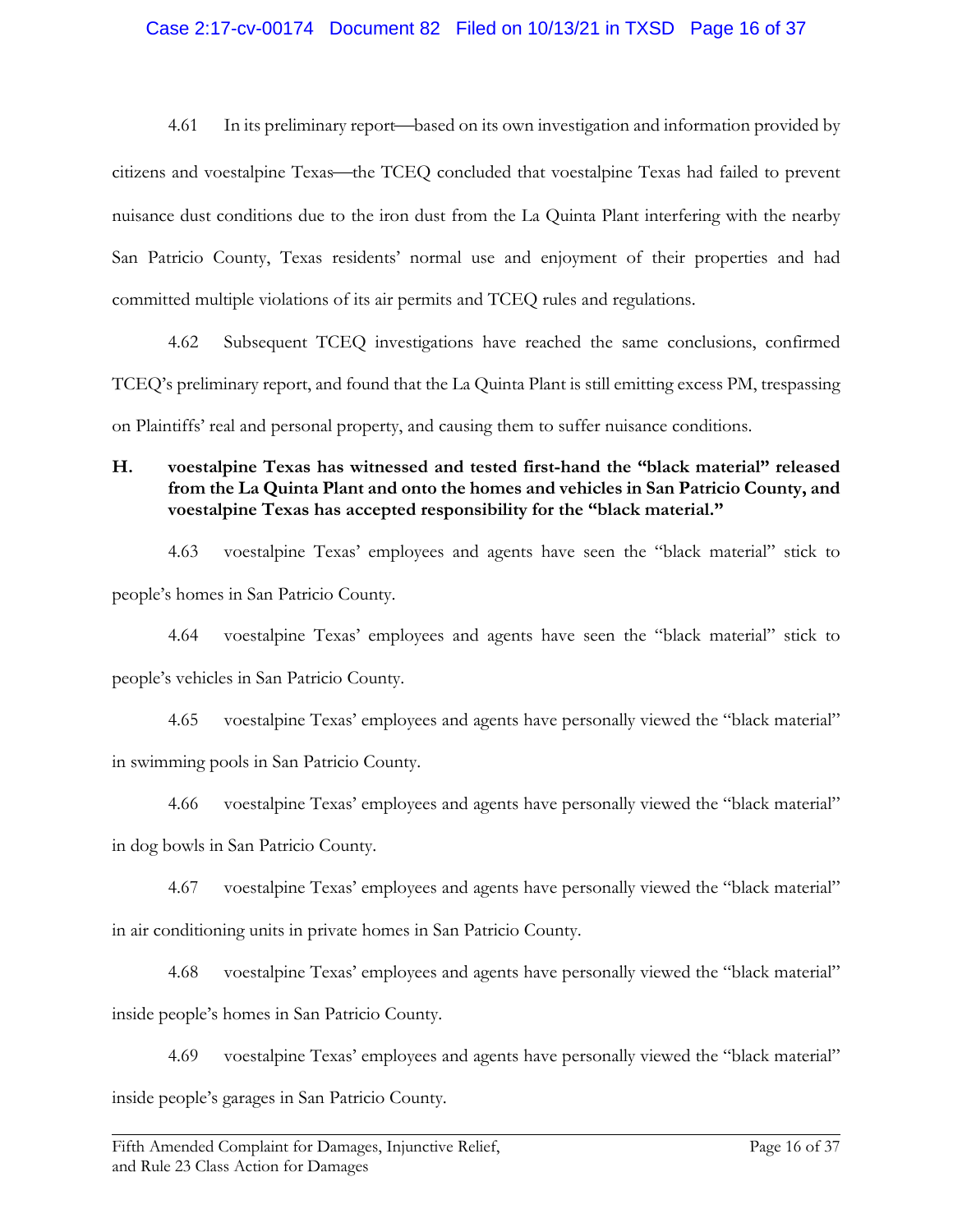4.61 In its preliminary report—based on its own investigation and information provided by citizens and voestalpine Texas—the TCEQ concluded that voestalpine Texas had failed to prevent nuisance dust conditions due to the iron dust from the La Quinta Plant interfering with the nearby San Patricio County, Texas residents' normal use and enjoyment of their properties and had committed multiple violations of its air permits and TCEQ rules and regulations.

4.62 Subsequent TCEQ investigations have reached the same conclusions, confirmed TCEQ's preliminary report, and found that the La Quinta Plant is still emitting excess PM, trespassing on Plaintiffs' real and personal property, and causing them to suffer nuisance conditions.

**H. voestalpine Texas has witnessed and tested first-hand the "black material" released from the La Quinta Plant and onto the homes and vehicles in San Patricio County, and voestalpine Texas has accepted responsibility for the "black material."**

4.63 voestalpine Texas' employees and agents have seen the "black material" stick to people's homes in San Patricio County.

4.64 voestalpine Texas' employees and agents have seen the "black material" stick to people's vehicles in San Patricio County.

4.65 voestalpine Texas' employees and agents have personally viewed the "black material" in swimming pools in San Patricio County.

4.66 voestalpine Texas' employees and agents have personally viewed the "black material" in dog bowls in San Patricio County.

4.67 voestalpine Texas' employees and agents have personally viewed the "black material" in air conditioning units in private homes in San Patricio County.

4.68 voestalpine Texas' employees and agents have personally viewed the "black material" inside people's homes in San Patricio County.

4.69 voestalpine Texas' employees and agents have personally viewed the "black material" inside people's garages in San Patricio County.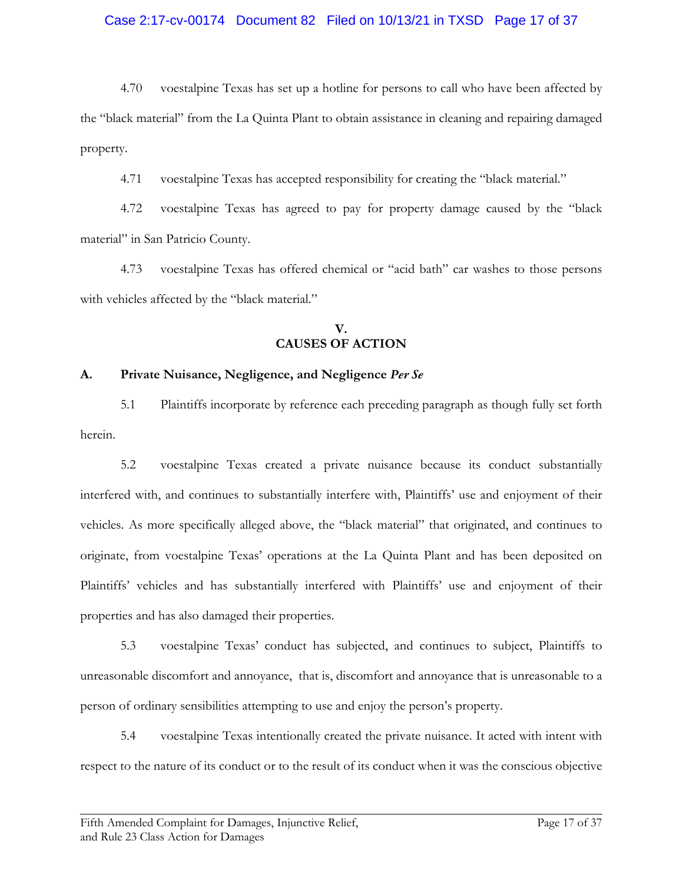4.70 voestalpine Texas has set up a hotline for persons to call who have been affected by the "black material" from the La Quinta Plant to obtain assistance in cleaning and repairing damaged property.

4.71 voestalpine Texas has accepted responsibility for creating the "black material."

4.72 voestalpine Texas has agreed to pay for property damage caused by the "black material" in San Patricio County.

4.73 voestalpine Texas has offered chemical or "acid bath" car washes to those persons with vehicles affected by the "black material."

## V.
## CAUSES OF ACTION

### A. Private Nuisance, Negligence, and Negligence *Per Se*

5.1 Plaintiffs incorporate by reference each preceding paragraph as though fully set forth herein.

5.2 voestalpine Texas created a private nuisance because its conduct substantially interfered with, and continues to substantially interfere with, Plaintiffs' use and enjoyment of their vehicles. As more specifically alleged above, the "black material" that originated, and continues to originate, from voestalpine Texas' operations at the La Quinta Plant and has been deposited on Plaintiffs' vehicles and has substantially interfered with Plaintiffs' use and enjoyment of their properties and has also damaged their properties.

5.3 voestalpine Texas' conduct has subjected, and continues to subject, Plaintiffs to unreasonable discomfort and annoyance, that is, discomfort and annoyance that is unreasonable to a person of ordinary sensibilities attempting to use and enjoy the person's property.

5.4 voestalpine Texas intentionally created the private nuisance. It acted with intent with respect to the nature of its conduct or to the result of its conduct when it was the conscious objective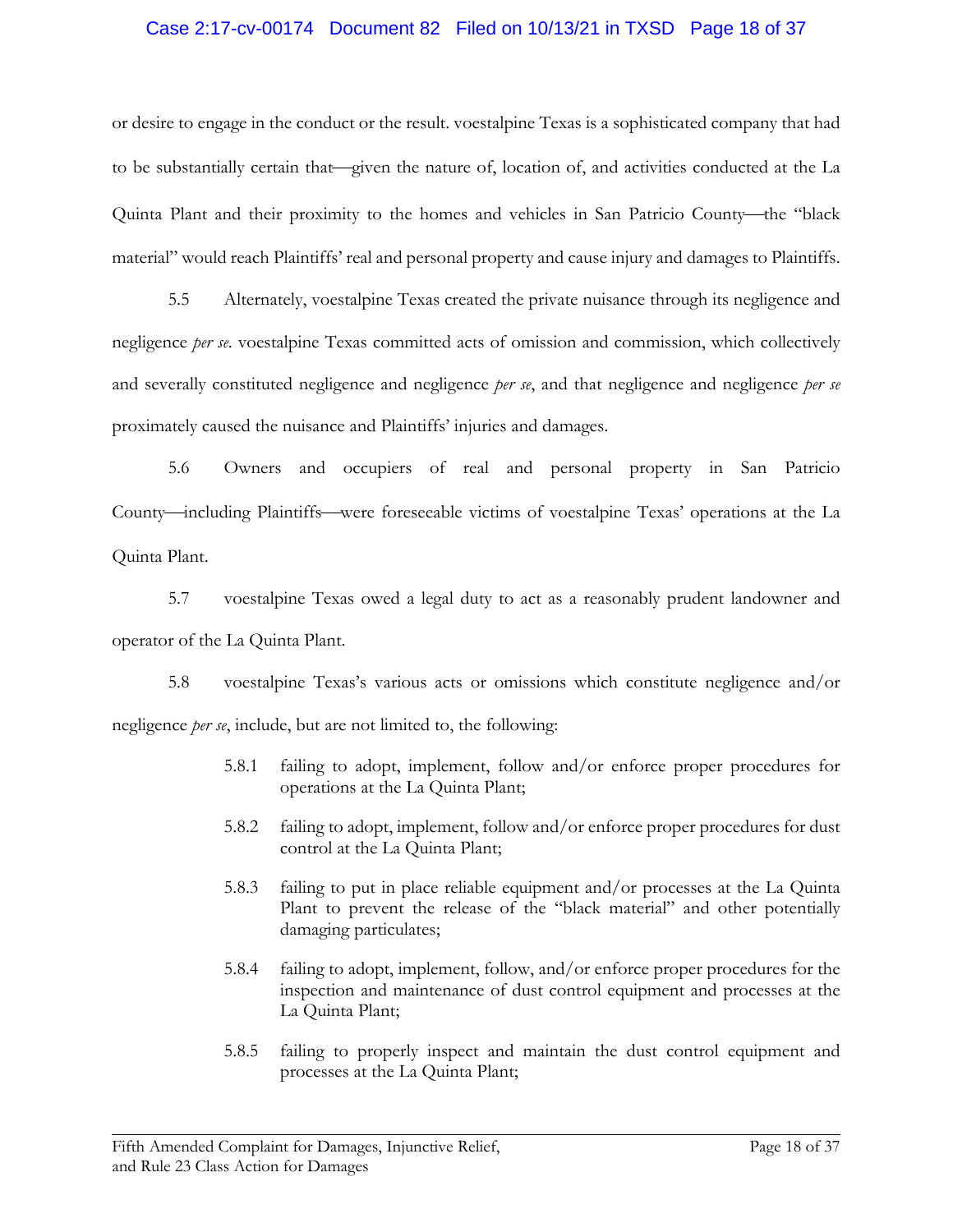or desire to engage in the conduct or the result. voestalpine Texas is a sophisticated company that had to be substantially certain that—given the nature of, location of, and activities conducted at the La Quinta Plant and their proximity to the homes and vehicles in San Patricio County—the "black material" would reach Plaintiffs' real and personal property and cause injury and damages to Plaintiffs.

5.5 Alternately, voestalpine Texas created the private nuisance through its negligence and negligence *per se*. voestalpine Texas committed acts of omission and commission, which collectively and severally constituted negligence and negligence *per se*, and that negligence and negligence *per se* proximately caused the nuisance and Plaintiffs' injuries and damages.

5.6 Owners and occupiers of real and personal property in San Patricio County—including Plaintiffs—were foreseeable victims of voestalpine Texas' operations at the La Quinta Plant.

5.7 voestalpine Texas owed a legal duty to act as a reasonably prudent landowner and operator of the La Quinta Plant.

5.8 voestalpine Texas's various acts or omissions which constitute negligence and/or negligence *per se*, include, but are not limited to, the following:

> 5.8.1 failing to adopt, implement, follow and/or enforce proper procedures for operations at the La Quinta Plant;
>
> 5.8.2 failing to adopt, implement, follow and/or enforce proper procedures for dust control at the La Quinta Plant;
>
> 5.8.3 failing to put in place reliable equipment and/or processes at the La Quinta Plant to prevent the release of the "black material" and other potentially damaging particulates;
>
> 5.8.4 failing to adopt, implement, follow, and/or enforce proper procedures for the inspection and maintenance of dust control equipment and processes at the La Quinta Plant;
>
> 5.8.5 failing to properly inspect and maintain the dust control equipment and processes at the La Quinta Plant;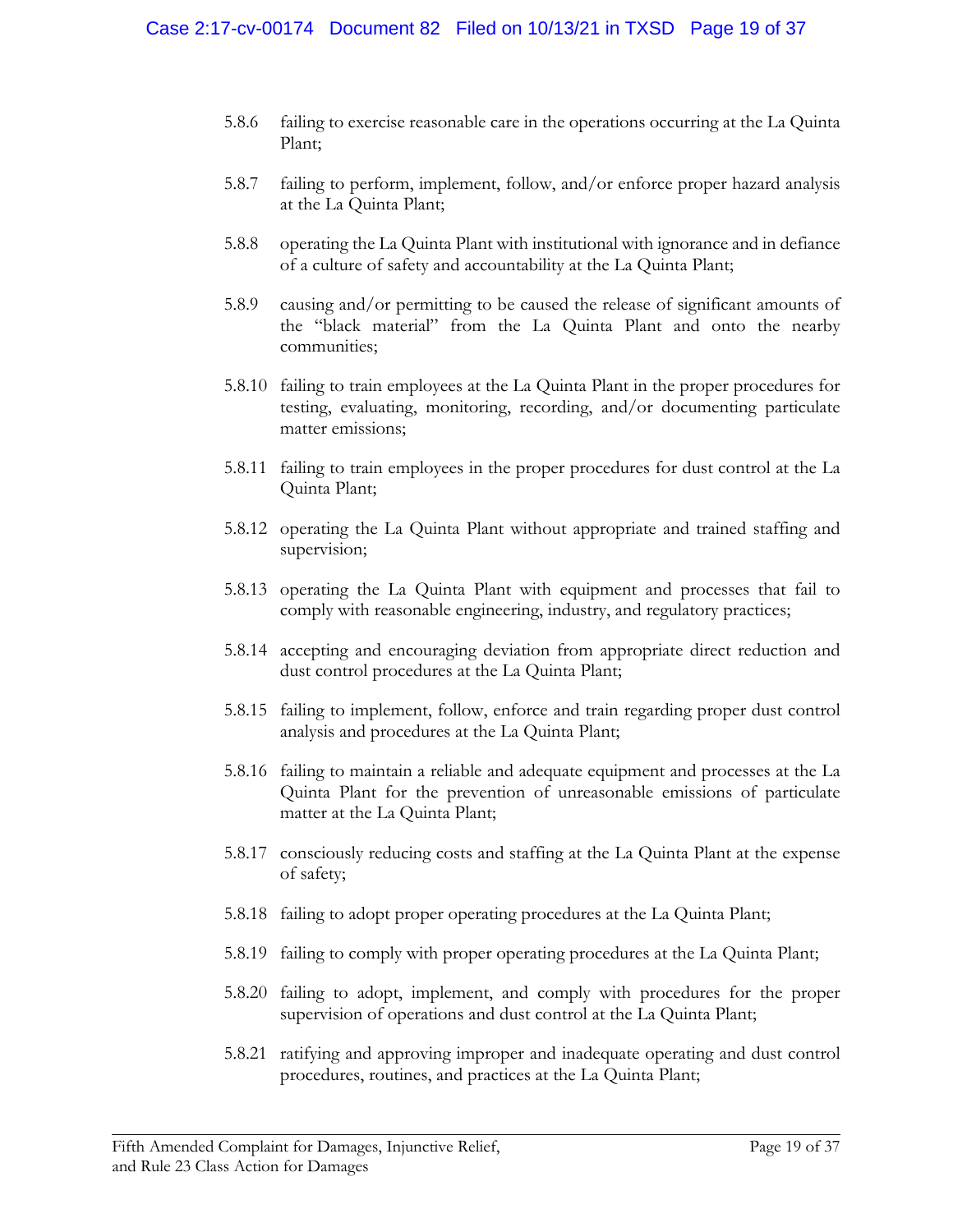5.8.6 failing to exercise reasonable care in the operations occurring at the La Quinta Plant;

5.8.7 failing to perform, implement, follow, and/or enforce proper hazard analysis at the La Quinta Plant;

5.8.8 operating the La Quinta Plant with institutional with ignorance and in defiance of a culture of safety and accountability at the La Quinta Plant;

5.8.9 causing and/or permitting to be caused the release of significant amounts of the "black material" from the La Quinta Plant and onto the nearby communities;

5.8.10 failing to train employees at the La Quinta Plant in the proper procedures for testing, evaluating, monitoring, recording, and/or documenting particulate matter emissions;

5.8.11 failing to train employees in the proper procedures for dust control at the La Quinta Plant;

5.8.12 operating the La Quinta Plant without appropriate and trained staffing and supervision;

5.8.13 operating the La Quinta Plant with equipment and processes that fail to comply with reasonable engineering, industry, and regulatory practices;

5.8.14 accepting and encouraging deviation from appropriate direct reduction and dust control procedures at the La Quinta Plant;

5.8.15 failing to implement, follow, enforce and train regarding proper dust control analysis and procedures at the La Quinta Plant;

5.8.16 failing to maintain a reliable and adequate equipment and processes at the La Quinta Plant for the prevention of unreasonable emissions of particulate matter at the La Quinta Plant;

5.8.17 consciously reducing costs and staffing at the La Quinta Plant at the expense of safety;

5.8.18 failing to adopt proper operating procedures at the La Quinta Plant;

5.8.19 failing to comply with proper operating procedures at the La Quinta Plant;

5.8.20 failing to adopt, implement, and comply with procedures for the proper supervision of operations and dust control at the La Quinta Plant;

5.8.21 ratifying and approving improper and inadequate operating and dust control procedures, routines, and practices at the La Quinta Plant;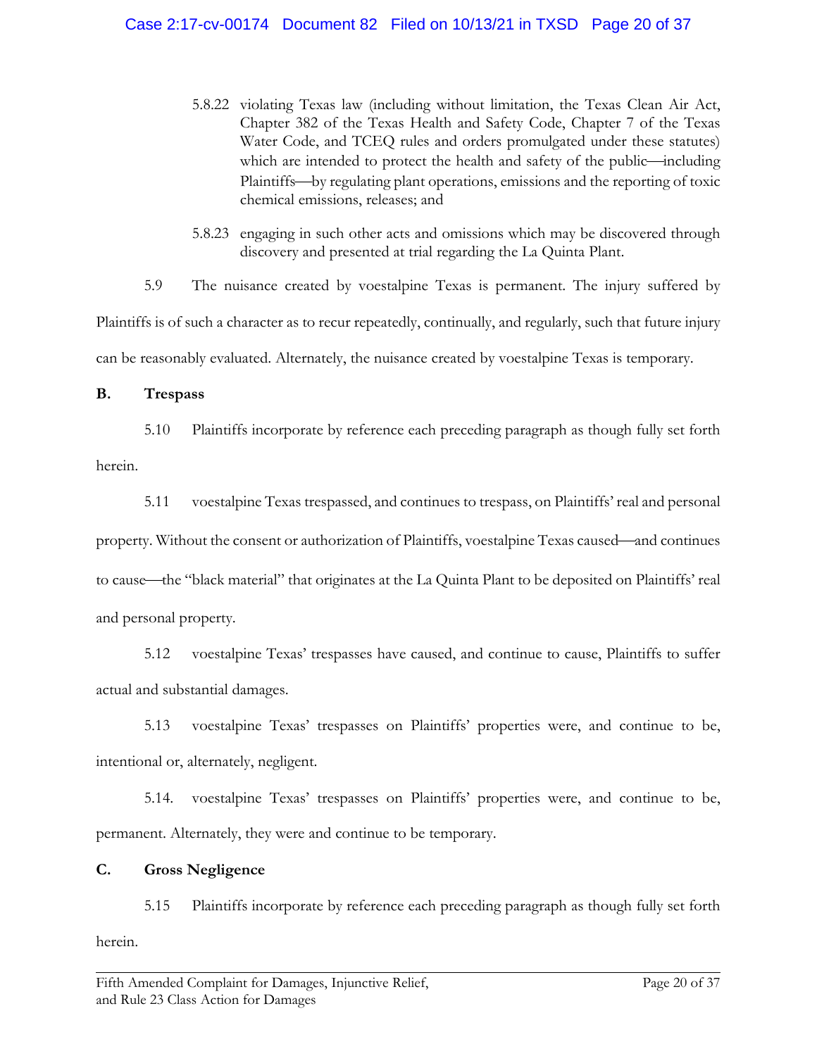5.8.22 violating Texas law (including without limitation, the Texas Clean Air Act, Chapter 382 of the Texas Health and Safety Code, Chapter 7 of the Texas Water Code, and TCEQ rules and orders promulgated under these statutes) which are intended to protect the health and safety of the public—including Plaintiffs—by regulating plant operations, emissions and the reporting of toxic chemical emissions, releases; and

5.8.23 engaging in such other acts and omissions which may be discovered through discovery and presented at trial regarding the La Quinta Plant.

5.9 The nuisance created by voestalpine Texas is permanent. The injury suffered by Plaintiffs is of such a character as to recur repeatedly, continually, and regularly, such that future injury can be reasonably evaluated. Alternately, the nuisance created by voestalpine Texas is temporary.

**B. Trespass**

5.10 Plaintiffs incorporate by reference each preceding paragraph as though fully set forth herein.

5.11 voestalpine Texas trespassed, and continues to trespass, on Plaintiffs' real and personal property. Without the consent or authorization of Plaintiffs, voestalpine Texas caused—and continues to cause—the "black material" that originates at the La Quinta Plant to be deposited on Plaintiffs' real and personal property.

5.12 voestalpine Texas' trespasses have caused, and continue to cause, Plaintiffs to suffer actual and substantial damages.

5.13 voestalpine Texas' trespasses on Plaintiffs' properties were, and continue to be, intentional or, alternately, negligent.

5.14. voestalpine Texas' trespasses on Plaintiffs' properties were, and continue to be, permanent. Alternately, they were and continue to be temporary.

**C. Gross Negligence**

5.15 Plaintiffs incorporate by reference each preceding paragraph as though fully set forth herein.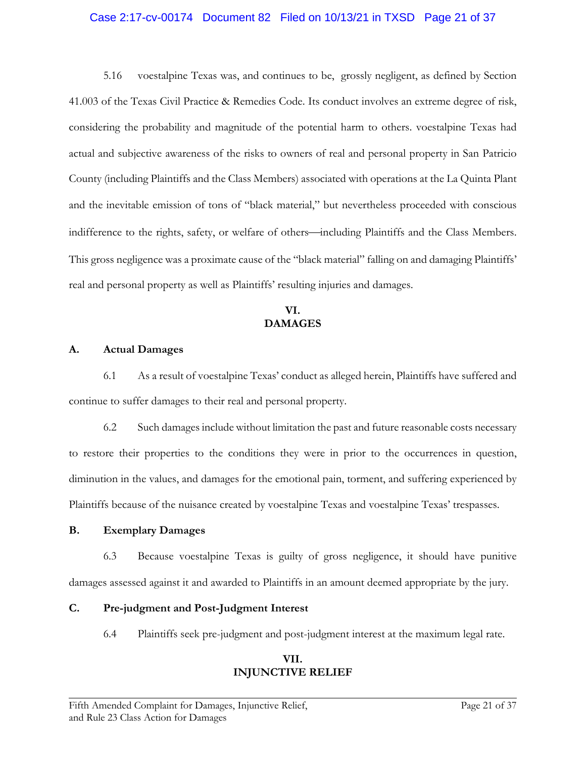5.16 voestalpine Texas was, and continues to be, grossly negligent, as defined by Section 41.003 of the Texas Civil Practice & Remedies Code. Its conduct involves an extreme degree of risk, considering the probability and magnitude of the potential harm to others. voestalpine Texas had actual and subjective awareness of the risks to owners of real and personal property in San Patricio County (including Plaintiffs and the Class Members) associated with operations at the La Quinta Plant and the inevitable emission of tons of "black material," but nevertheless proceeded with conscious indifference to the rights, safety, or welfare of others—including Plaintiffs and the Class Members. This gross negligence was a proximate cause of the "black material" falling on and damaging Plaintiffs' real and personal property as well as Plaintiffs' resulting injuries and damages.

## VI. DAMAGES

### A. Actual Damages

6.1 As a result of voestalpine Texas' conduct as alleged herein, Plaintiffs have suffered and continue to suffer damages to their real and personal property.

6.2 Such damages include without limitation the past and future reasonable costs necessary to restore their properties to the conditions they were in prior to the occurrences in question, diminution in the values, and damages for the emotional pain, torment, and suffering experienced by Plaintiffs because of the nuisance created by voestalpine Texas and voestalpine Texas' trespasses.

### B. Exemplary Damages

6.3 Because voestalpine Texas is guilty of gross negligence, it should have punitive damages assessed against it and awarded to Plaintiffs in an amount deemed appropriate by the jury.

### C. Pre-judgment and Post-Judgment Interest

6.4 Plaintiffs seek pre-judgment and post-judgment interest at the maximum legal rate.

## VII. INJUNCTIVE RELIEF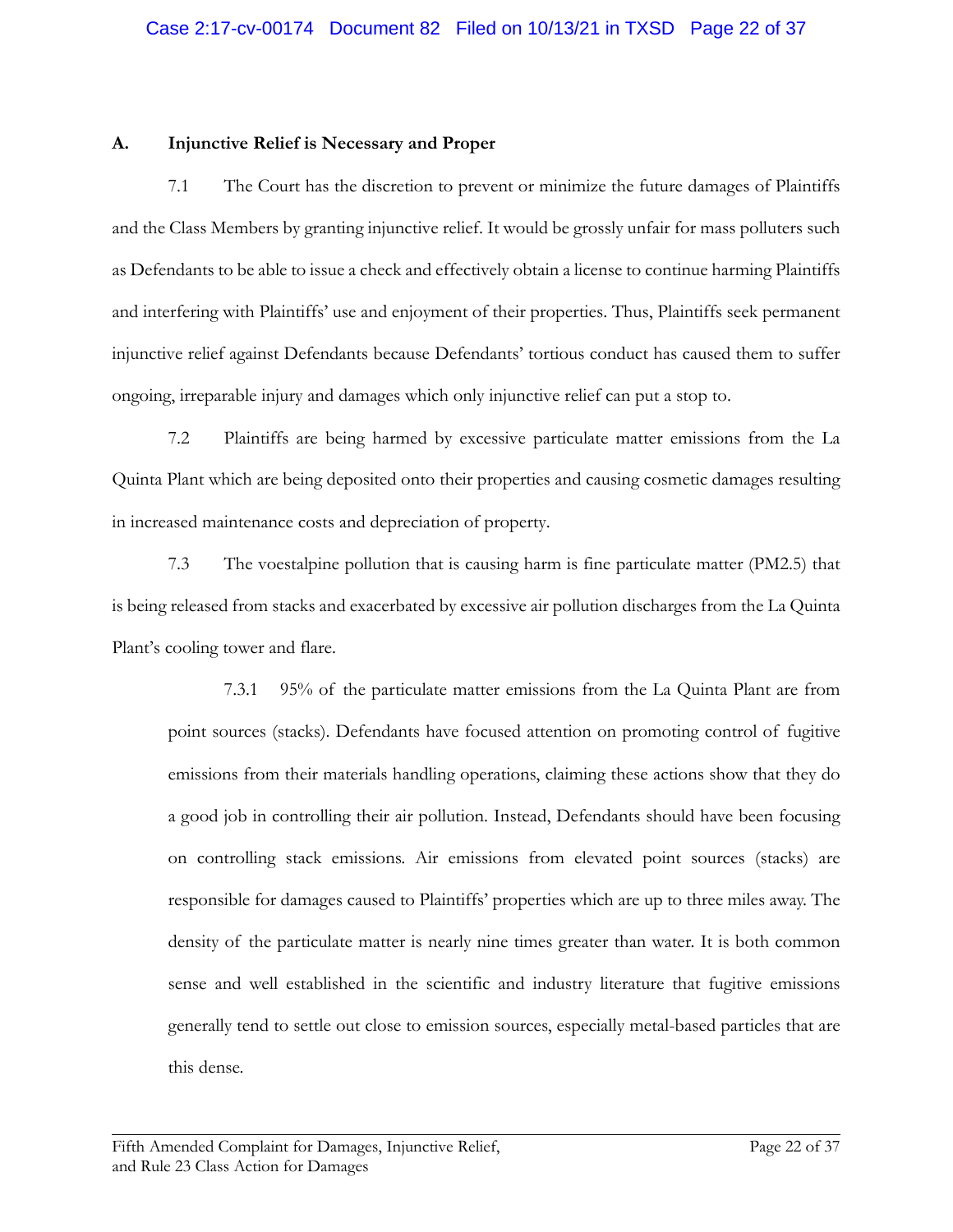## A. Injunctive Relief is Necessary and Proper

7.1 The Court has the discretion to prevent or minimize the future damages of Plaintiffs and the Class Members by granting injunctive relief. It would be grossly unfair for mass polluters such as Defendants to be able to issue a check and effectively obtain a license to continue harming Plaintiffs and interfering with Plaintiffs' use and enjoyment of their properties. Thus, Plaintiffs seek permanent injunctive relief against Defendants because Defendants' tortious conduct has caused them to suffer ongoing, irreparable injury and damages which only injunctive relief can put a stop to.

7.2 Plaintiffs are being harmed by excessive particulate matter emissions from the La Quinta Plant which are being deposited onto their properties and causing cosmetic damages resulting in increased maintenance costs and depreciation of property.

7.3 The voestalpine pollution that is causing harm is fine particulate matter (PM2.5) that is being released from stacks and exacerbated by excessive air pollution discharges from the La Quinta Plant's cooling tower and flare.

> 7.3.1 95% of the particulate matter emissions from the La Quinta Plant are from point sources (stacks). Defendants have focused attention on promoting control of fugitive emissions from their materials handling operations, claiming these actions show that they do a good job in controlling their air pollution. Instead, Defendants should have been focusing on controlling stack emissions. Air emissions from elevated point sources (stacks) are responsible for damages caused to Plaintiffs' properties which are up to three miles away. The density of the particulate matter is nearly nine times greater than water. It is both common sense and well established in the scientific and industry literature that fugitive emissions generally tend to settle out close to emission sources, especially metal-based particles that are this dense.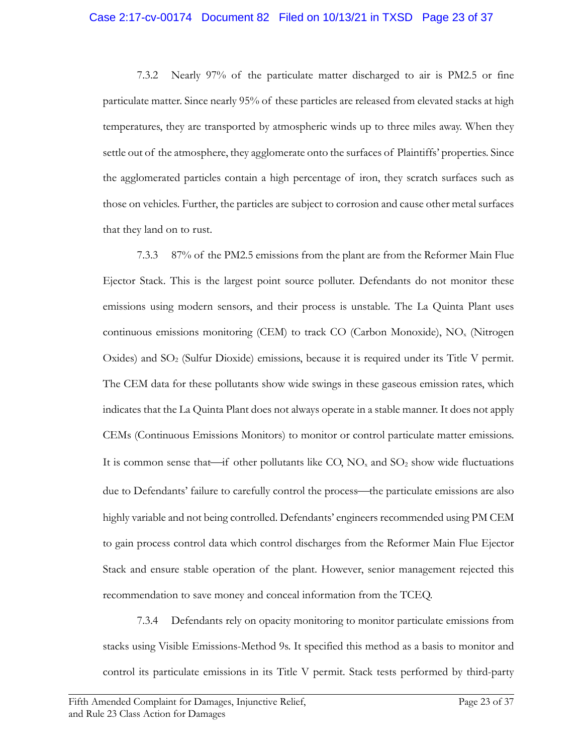7.3.2 Nearly 97% of the particulate matter discharged to air is PM2.5 or fine particulate matter. Since nearly 95% of these particles are released from elevated stacks at high temperatures, they are transported by atmospheric winds up to three miles away. When they settle out of the atmosphere, they agglomerate onto the surfaces of Plaintiffs' properties. Since the agglomerated particles contain a high percentage of iron, they scratch surfaces such as those on vehicles. Further, the particles are subject to corrosion and cause other metal surfaces that they land on to rust.

7.3.3 87% of the PM2.5 emissions from the plant are from the Reformer Main Flue Ejector Stack. This is the largest point source polluter. Defendants do not monitor these emissions using modern sensors, and their process is unstable. The La Quinta Plant uses continuous emissions monitoring (CEM) to track CO (Carbon Monoxide), $NO_x$ (Nitrogen Oxides) and $SO_2$ (Sulfur Dioxide) emissions, because it is required under its Title V permit. The CEM data for these pollutants show wide swings in these gaseous emission rates, which indicates that the La Quinta Plant does not always operate in a stable manner. It does not apply CEMs (Continuous Emissions Monitors) to monitor or control particulate matter emissions. It is common sense that—if other pollutants like CO, $NO_x$ and $SO_2$ show wide fluctuations due to Defendants' failure to carefully control the process—the particulate emissions are also highly variable and not being controlled. Defendants' engineers recommended using PM CEM to gain process control data which control discharges from the Reformer Main Flue Ejector Stack and ensure stable operation of the plant. However, senior management rejected this recommendation to save money and conceal information from the TCEQ.

7.3.4 Defendants rely on opacity monitoring to monitor particulate emissions from stacks using Visible Emissions-Method 9s. It specified this method as a basis to monitor and control its particulate emissions in its Title V permit. Stack tests performed by third-party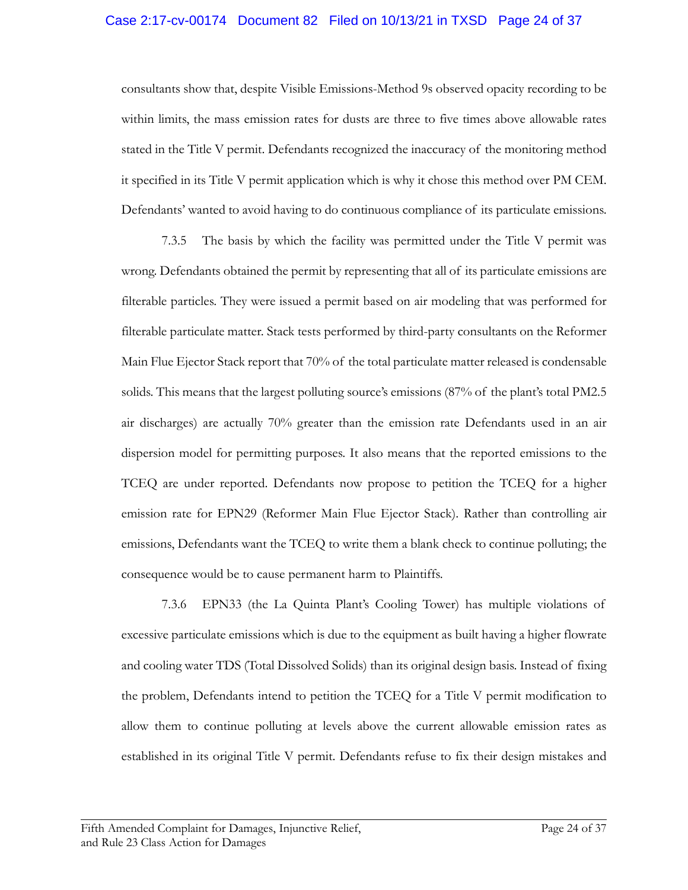consultants show that, despite Visible Emissions-Method 9s observed opacity recording to be within limits, the mass emission rates for dusts are three to five times above allowable rates stated in the Title V permit. Defendants recognized the inaccuracy of the monitoring method it specified in its Title V permit application which is why it chose this method over PM CEM. Defendants' wanted to avoid having to do continuous compliance of its particulate emissions.

7.3.5 The basis by which the facility was permitted under the Title V permit was wrong. Defendants obtained the permit by representing that all of its particulate emissions are filterable particles. They were issued a permit based on air modeling that was performed for filterable particulate matter. Stack tests performed by third-party consultants on the Reformer Main Flue Ejector Stack report that 70% of the total particulate matter released is condensable solids. This means that the largest polluting source's emissions (87% of the plant's total PM2.5 air discharges) are actually 70% greater than the emission rate Defendants used in an air dispersion model for permitting purposes. It also means that the reported emissions to the TCEQ are under reported. Defendants now propose to petition the TCEQ for a higher emission rate for EPN29 (Reformer Main Flue Ejector Stack). Rather than controlling air emissions, Defendants want the TCEQ to write them a blank check to continue polluting; the consequence would be to cause permanent harm to Plaintiffs.

7.3.6 EPN33 (the La Quinta Plant's Cooling Tower) has multiple violations of excessive particulate emissions which is due to the equipment as built having a higher flowrate and cooling water TDS (Total Dissolved Solids) than its original design basis. Instead of fixing the problem, Defendants intend to petition the TCEQ for a Title V permit modification to allow them to continue polluting at levels above the current allowable emission rates as established in its original Title V permit. Defendants refuse to fix their design mistakes and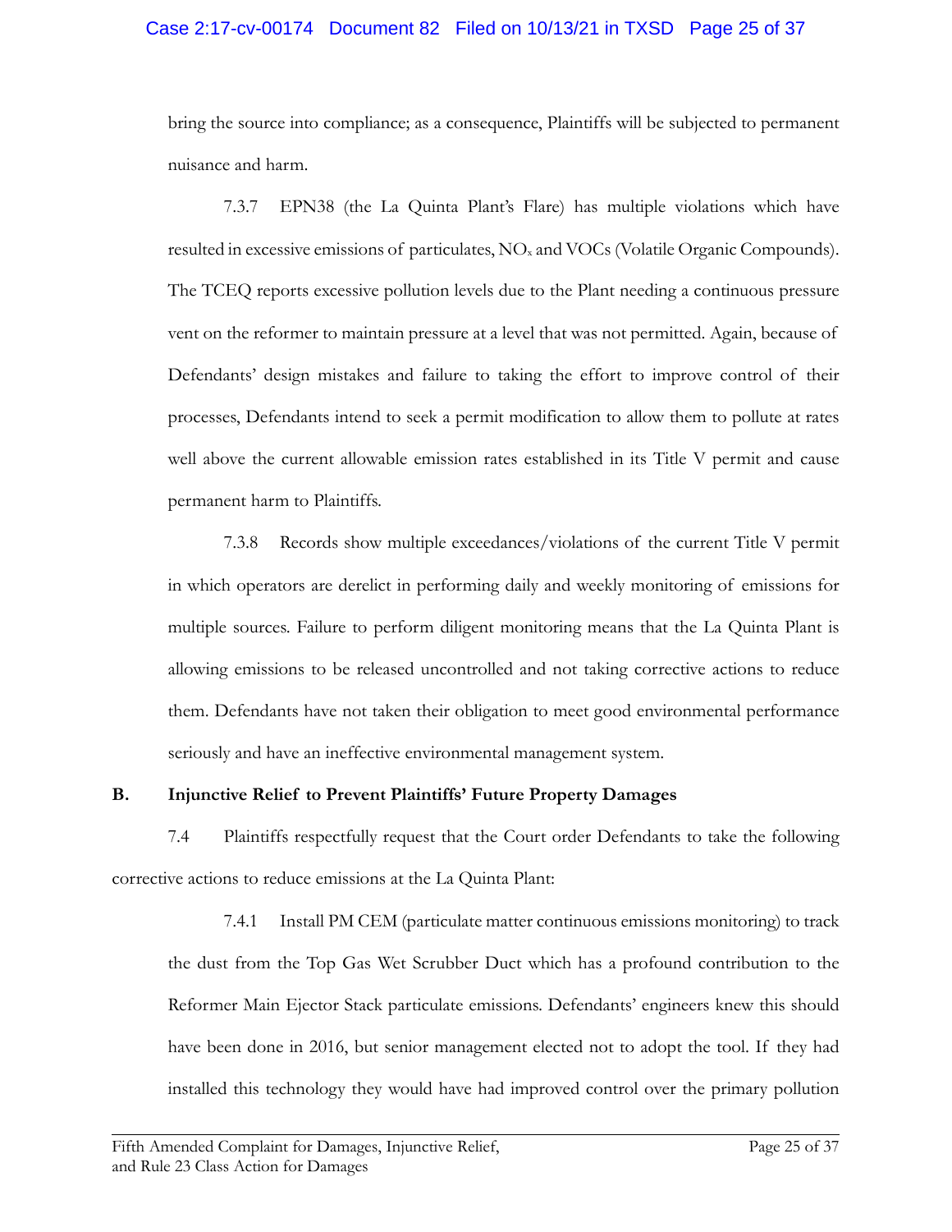bring the source into compliance; as a consequence, Plaintiffs will be subjected to permanent nuisance and harm.

7.3.7 EPN38 (the La Quinta Plant's Flare) has multiple violations which have resulted in excessive emissions of particulates, $NO_x$ and VOCs (Volatile Organic Compounds). The TCEQ reports excessive pollution levels due to the Plant needing a continuous pressure vent on the reformer to maintain pressure at a level that was not permitted. Again, because of Defendants' design mistakes and failure to taking the effort to improve control of their processes, Defendants intend to seek a permit modification to allow them to pollute at rates well above the current allowable emission rates established in its Title V permit and cause permanent harm to Plaintiffs.

7.3.8 Records show multiple exceedances/violations of the current Title V permit in which operators are derelict in performing daily and weekly monitoring of emissions for multiple sources. Failure to perform diligent monitoring means that the La Quinta Plant is allowing emissions to be released uncontrolled and not taking corrective actions to reduce them. Defendants have not taken their obligation to meet good environmental performance seriously and have an ineffective environmental management system.

**B. Injunctive Relief to Prevent Plaintiffs' Future Property Damages**

7.4 Plaintiffs respectfully request that the Court order Defendants to take the following corrective actions to reduce emissions at the La Quinta Plant:

7.4.1 Install PM CEM (particulate matter continuous emissions monitoring) to track the dust from the Top Gas Wet Scrubber Duct which has a profound contribution to the Reformer Main Ejector Stack particulate emissions. Defendants' engineers knew this should have been done in 2016, but senior management elected not to adopt the tool. If they had installed this technology they would have had improved control over the primary pollution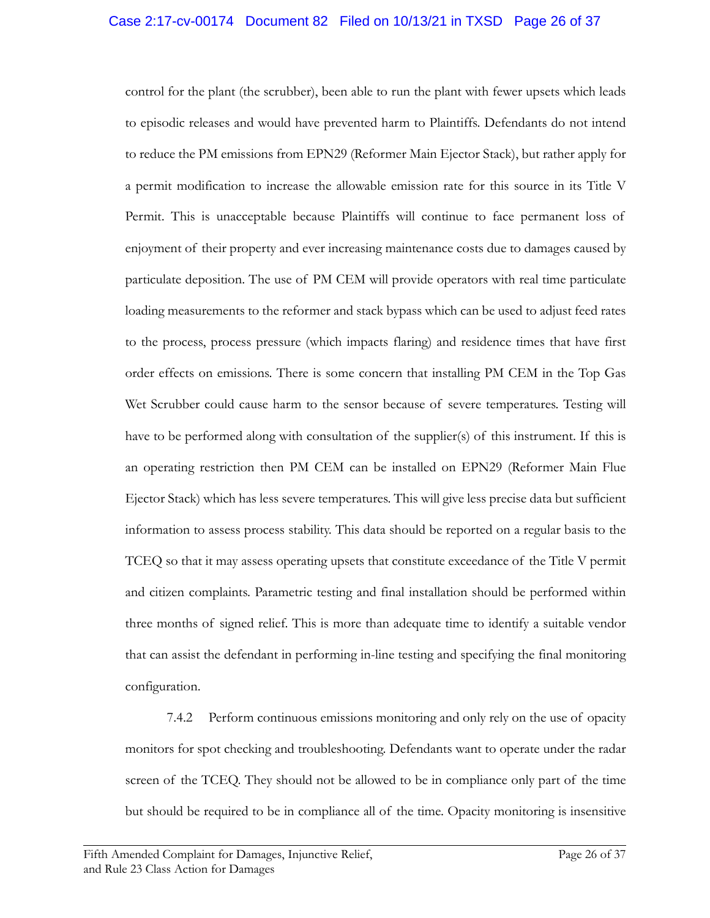control for the plant (the scrubber), been able to run the plant with fewer upsets which leads to episodic releases and would have prevented harm to Plaintiffs. Defendants do not intend to reduce the PM emissions from EPN29 (Reformer Main Ejector Stack), but rather apply for a permit modification to increase the allowable emission rate for this source in its Title V Permit. This is unacceptable because Plaintiffs will continue to face permanent loss of enjoyment of their property and ever increasing maintenance costs due to damages caused by particulate deposition. The use of PM CEM will provide operators with real time particulate loading measurements to the reformer and stack bypass which can be used to adjust feed rates to the process, process pressure (which impacts flaring) and residence times that have first order effects on emissions. There is some concern that installing PM CEM in the Top Gas Wet Scrubber could cause harm to the sensor because of severe temperatures. Testing will have to be performed along with consultation of the supplier(s) of this instrument. If this is an operating restriction then PM CEM can be installed on EPN29 (Reformer Main Flue Ejector Stack) which has less severe temperatures. This will give less precise data but sufficient information to assess process stability. This data should be reported on a regular basis to the TCEQ so that it may assess operating upsets that constitute exceedance of the Title V permit and citizen complaints. Parametric testing and final installation should be performed within three months of signed relief. This is more than adequate time to identify a suitable vendor that can assist the defendant in performing in-line testing and specifying the final monitoring configuration.

7.4.2 Perform continuous emissions monitoring and only rely on the use of opacity monitors for spot checking and troubleshooting. Defendants want to operate under the radar screen of the TCEQ. They should not be allowed to be in compliance only part of the time but should be required to be in compliance all of the time. Opacity monitoring is insensitive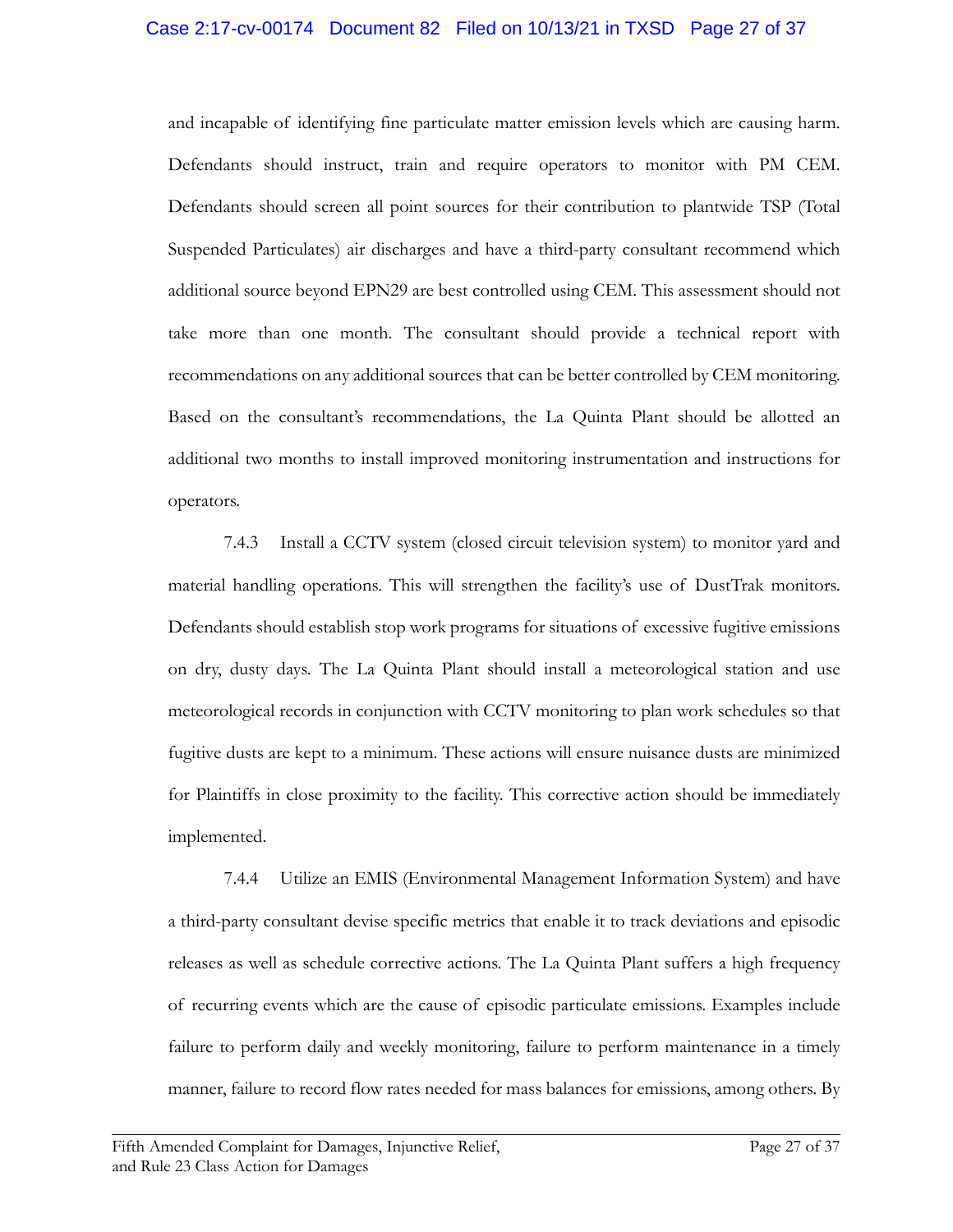and incapable of identifying fine particulate matter emission levels which are causing harm. Defendants should instruct, train and require operators to monitor with PM CEM. Defendants should screen all point sources for their contribution to plantwide TSP (Total Suspended Particulates) air discharges and have a third-party consultant recommend which additional source beyond EPN29 are best controlled using CEM. This assessment should not take more than one month. The consultant should provide a technical report with recommendations on any additional sources that can be better controlled by CEM monitoring. Based on the consultant's recommendations, the La Quinta Plant should be allotted an additional two months to install improved monitoring instrumentation and instructions for operators.

7.4.3 Install a CCTV system (closed circuit television system) to monitor yard and material handling operations. This will strengthen the facility's use of DustTrak monitors. Defendants should establish stop work programs for situations of excessive fugitive emissions on dry, dusty days. The La Quinta Plant should install a meteorological station and use meteorological records in conjunction with CCTV monitoring to plan work schedules so that fugitive dusts are kept to a minimum. These actions will ensure nuisance dusts are minimized for Plaintiffs in close proximity to the facility. This corrective action should be immediately implemented.

7.4.4 Utilize an EMIS (Environmental Management Information System) and have a third-party consultant devise specific metrics that enable it to track deviations and episodic releases as well as schedule corrective actions. The La Quinta Plant suffers a high frequency of recurring events which are the cause of episodic particulate emissions. Examples include failure to perform daily and weekly monitoring, failure to perform maintenance in a timely manner, failure to record flow rates needed for mass balances for emissions, among others. By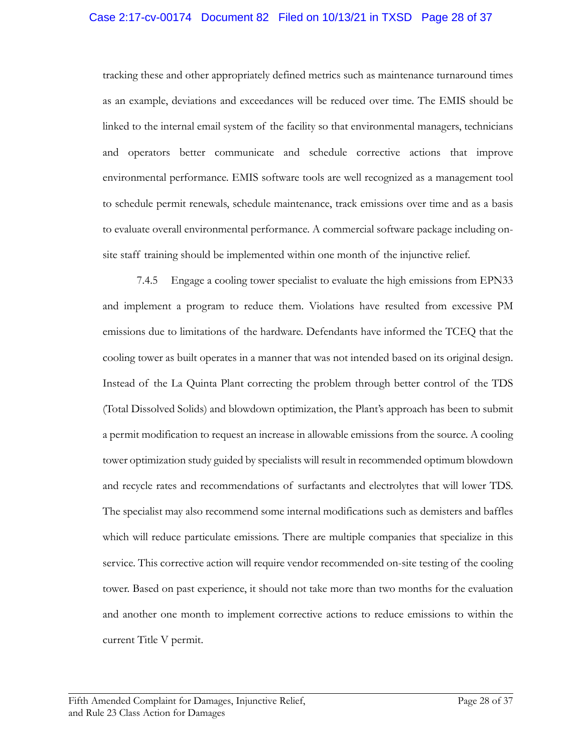tracking these and other appropriately defined metrics such as maintenance turnaround times as an example, deviations and exceedances will be reduced over time. The EMIS should be linked to the internal email system of the facility so that environmental managers, technicians and operators better communicate and schedule corrective actions that improve environmental performance. EMIS software tools are well recognized as a management tool to schedule permit renewals, schedule maintenance, track emissions over time and as a basis to evaluate overall environmental performance. A commercial software package including on-site staff training should be implemented within one month of the injunctive relief.

7.4.5 Engage a cooling tower specialist to evaluate the high emissions from EPN33 and implement a program to reduce them. Violations have resulted from excessive PM emissions due to limitations of the hardware. Defendants have informed the TCEQ that the cooling tower as built operates in a manner that was not intended based on its original design. Instead of the La Quinta Plant correcting the problem through better control of the TDS (Total Dissolved Solids) and blowdown optimization, the Plant's approach has been to submit a permit modification to request an increase in allowable emissions from the source. A cooling tower optimization study guided by specialists will result in recommended optimum blowdown and recycle rates and recommendations of surfactants and electrolytes that will lower TDS. The specialist may also recommend some internal modifications such as demisters and baffles which will reduce particulate emissions. There are multiple companies that specialize in this service. This corrective action will require vendor recommended on-site testing of the cooling tower. Based on past experience, it should not take more than two months for the evaluation and another one month to implement corrective actions to reduce emissions to within the current Title V permit.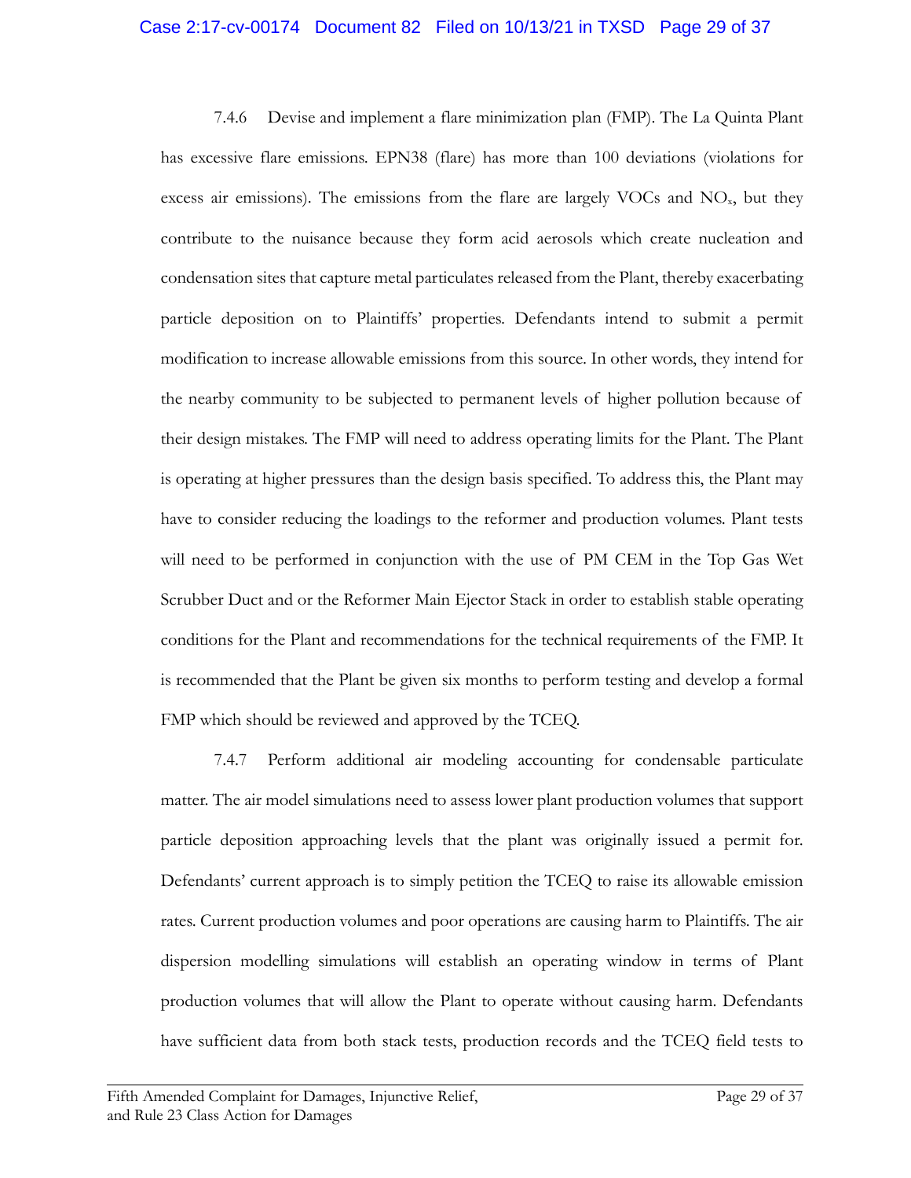7.4.6 Devise and implement a flare minimization plan (FMP). The La Quinta Plant has excessive flare emissions. EPN38 (flare) has more than 100 deviations (violations for excess air emissions). The emissions from the flare are largely VOCs and $NO_x$, but they contribute to the nuisance because they form acid aerosols which create nucleation and condensation sites that capture metal particulates released from the Plant, thereby exacerbating particle deposition on to Plaintiffs' properties. Defendants intend to submit a permit modification to increase allowable emissions from this source. In other words, they intend for the nearby community to be subjected to permanent levels of higher pollution because of their design mistakes. The FMP will need to address operating limits for the Plant. The Plant is operating at higher pressures than the design basis specified. To address this, the Plant may have to consider reducing the loadings to the reformer and production volumes. Plant tests will need to be performed in conjunction with the use of PM CEM in the Top Gas Wet Scrubber Duct and or the Reformer Main Ejector Stack in order to establish stable operating conditions for the Plant and recommendations for the technical requirements of the FMP. It is recommended that the Plant be given six months to perform testing and develop a formal FMP which should be reviewed and approved by the TCEQ.

7.4.7 Perform additional air modeling accounting for condensable particulate matter. The air model simulations need to assess lower plant production volumes that support particle deposition approaching levels that the plant was originally issued a permit for. Defendants' current approach is to simply petition the TCEQ to raise its allowable emission rates. Current production volumes and poor operations are causing harm to Plaintiffs. The air dispersion modelling simulations will establish an operating window in terms of Plant production volumes that will allow the Plant to operate without causing harm. Defendants have sufficient data from both stack tests, production records and the TCEQ field tests to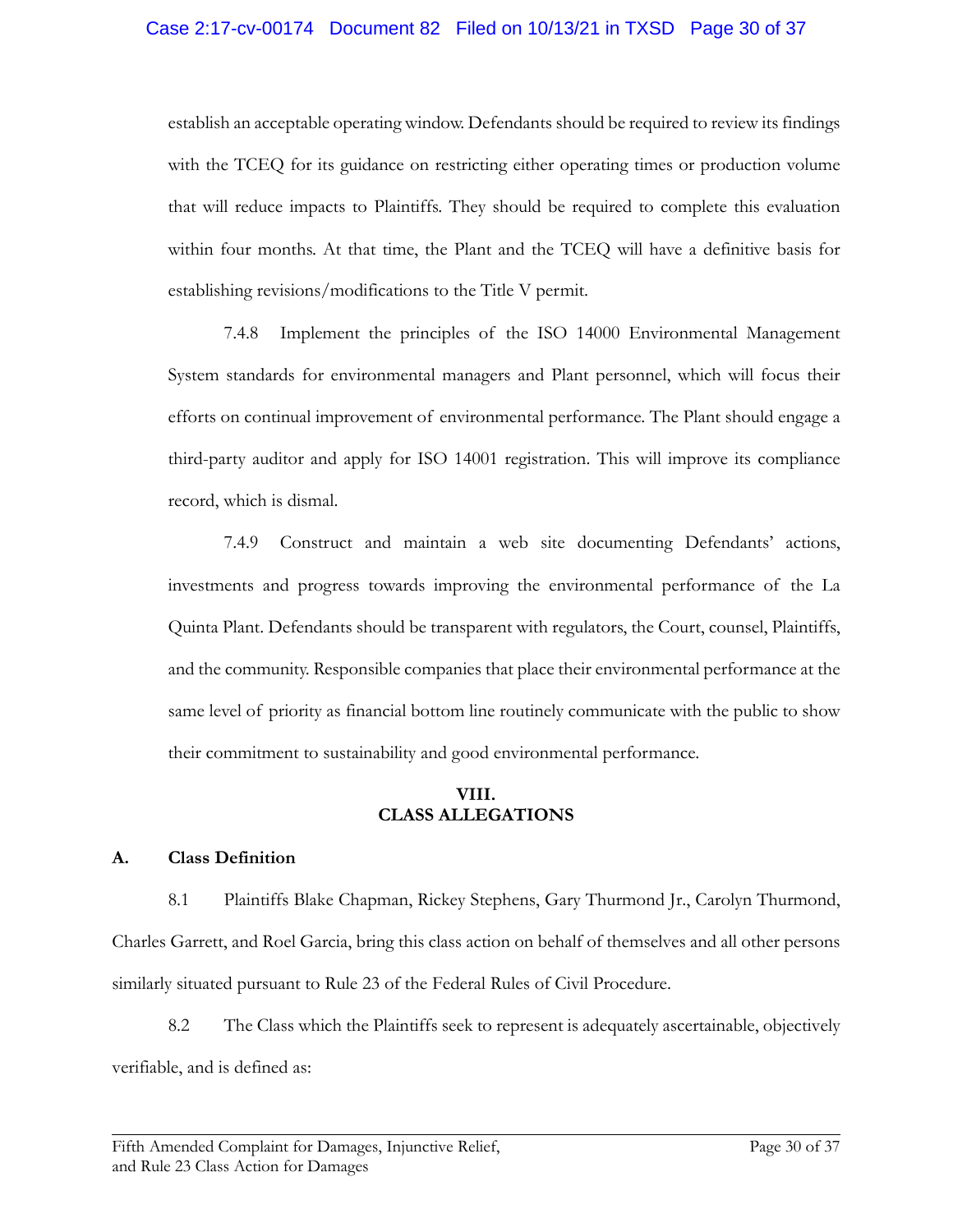establish an acceptable operating window. Defendants should be required to review its findings with the TCEQ for its guidance on restricting either operating times or production volume that will reduce impacts to Plaintiffs. They should be required to complete this evaluation within four months. At that time, the Plant and the TCEQ will have a definitive basis for establishing revisions/modifications to the Title V permit.

7.4.8 Implement the principles of the ISO 14000 Environmental Management System standards for environmental managers and Plant personnel, which will focus their efforts on continual improvement of environmental performance. The Plant should engage a third-party auditor and apply for ISO 14001 registration. This will improve its compliance record, which is dismal.

7.4.9 Construct and maintain a web site documenting Defendants' actions, investments and progress towards improving the environmental performance of the La Quinta Plant. Defendants should be transparent with regulators, the Court, counsel, Plaintiffs, and the community. Responsible companies that place their environmental performance at the same level of priority as financial bottom line routinely communicate with the public to show their commitment to sustainability and good environmental performance.

## VIII.
## CLASS ALLEGATIONS

### A. Class Definition

8.1 Plaintiffs Blake Chapman, Rickey Stephens, Gary Thurmond Jr., Carolyn Thurmond, Charles Garrett, and Roel Garcia, bring this class action on behalf of themselves and all other persons similarly situated pursuant to Rule 23 of the Federal Rules of Civil Procedure.

8.2 The Class which the Plaintiffs seek to represent is adequately ascertainable, objectively verifiable, and is defined as: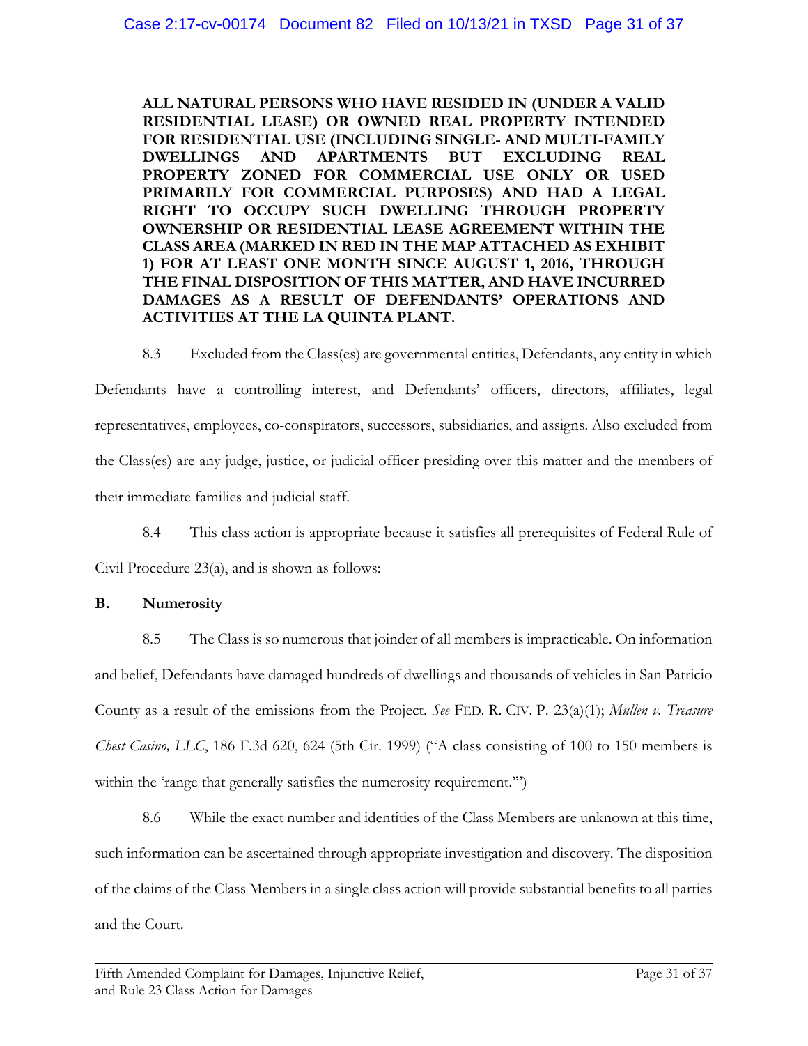**ALL NATURAL PERSONS WHO HAVE RESIDED IN (UNDER A VALID RESIDENTIAL LEASE) OR OWNED REAL PROPERTY INTENDED FOR RESIDENTIAL USE (INCLUDING SINGLE- AND MULTI-FAMILY DWELLINGS AND APARTMENTS BUT EXCLUDING REAL PROPERTY ZONED FOR COMMERCIAL USE ONLY OR USED PRIMARILY FOR COMMERCIAL PURPOSES) AND HAD A LEGAL RIGHT TO OCCUPY SUCH DWELLING THROUGH PROPERTY OWNERSHIP OR RESIDENTIAL LEASE AGREEMENT WITHIN THE CLASS AREA (MARKED IN RED IN THE MAP ATTACHED AS EXHIBIT 1) FOR AT LEAST ONE MONTH SINCE AUGUST 1, 2016, THROUGH THE FINAL DISPOSITION OF THIS MATTER, AND HAVE INCURRED DAMAGES AS A RESULT OF DEFENDANTS' OPERATIONS AND ACTIVITIES AT THE LA QUINTA PLANT.**

8.3 Excluded from the Class(es) are governmental entities, Defendants, any entity in which Defendants have a controlling interest, and Defendants' officers, directors, affiliates, legal representatives, employees, co-conspirators, successors, subsidiaries, and assigns. Also excluded from the Class(es) are any judge, justice, or judicial officer presiding over this matter and the members of their immediate families and judicial staff.

8.4 This class action is appropriate because it satisfies all prerequisites of Federal Rule of Civil Procedure 23(a), and is shown as follows:

**B. Numerosity**

8.5 The Class is so numerous that joinder of all members is impracticable. On information and belief, Defendants have damaged hundreds of dwellings and thousands of vehicles in San Patricio County as a result of the emissions from the Project. *See* FED. R. CIV. P. 23(a)(1); *Mullen v. Treasure Chest Casino, LLC*, 186 F.3d 620, 624 (5th Cir. 1999) ("A class consisting of 100 to 150 members is within the 'range that generally satisfies the numerosity requirement.'")

8.6 While the exact number and identities of the Class Members are unknown at this time, such information can be ascertained through appropriate investigation and discovery. The disposition of the claims of the Class Members in a single class action will provide substantial benefits to all parties and the Court.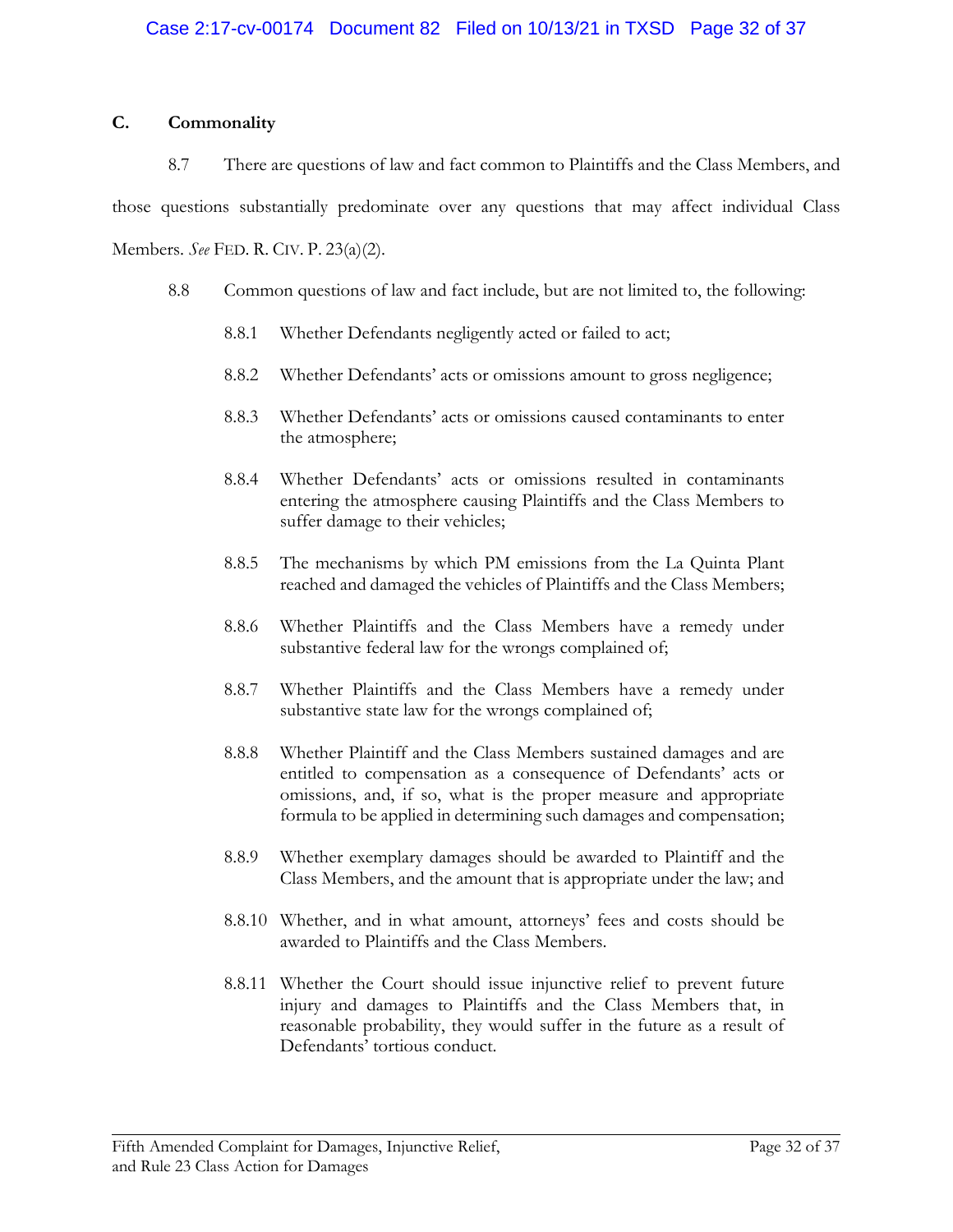### C. Commonality

8.7 There are questions of law and fact common to Plaintiffs and the Class Members, and those questions substantially predominate over any questions that may affect individual Class Members. *See* FED. R. CIV. P. 23(a)(2).

8.8 Common questions of law and fact include, but are not limited to, the following:

8.8.1 Whether Defendants negligently acted or failed to act;

8.8.2 Whether Defendants' acts or omissions amount to gross negligence;

8.8.3 Whether Defendants' acts or omissions caused contaminants to enter the atmosphere;

8.8.4 Whether Defendants' acts or omissions resulted in contaminants entering the atmosphere causing Plaintiffs and the Class Members to suffer damage to their vehicles;

8.8.5 The mechanisms by which PM emissions from the La Quinta Plant reached and damaged the vehicles of Plaintiffs and the Class Members;

8.8.6 Whether Plaintiffs and the Class Members have a remedy under substantive federal law for the wrongs complained of;

8.8.7 Whether Plaintiffs and the Class Members have a remedy under substantive state law for the wrongs complained of;

8.8.8 Whether Plaintiff and the Class Members sustained damages and are entitled to compensation as a consequence of Defendants' acts or omissions, and, if so, what is the proper measure and appropriate formula to be applied in determining such damages and compensation;

8.8.9 Whether exemplary damages should be awarded to Plaintiff and the Class Members, and the amount that is appropriate under the law; and

8.8.10 Whether, and in what amount, attorneys' fees and costs should be awarded to Plaintiffs and the Class Members.

8.8.11 Whether the Court should issue injunctive relief to prevent future injury and damages to Plaintiffs and the Class Members that, in reasonable probability, they would suffer in the future as a result of Defendants' tortious conduct.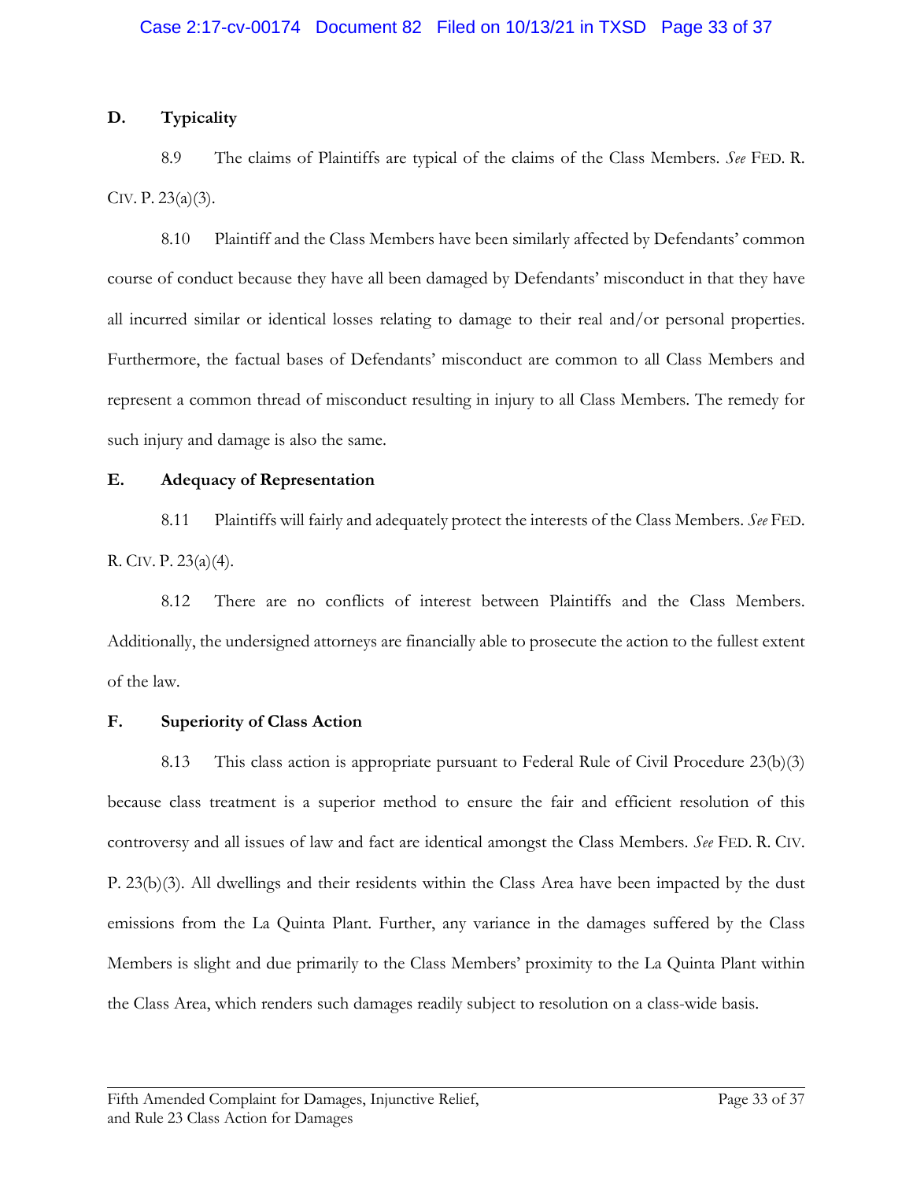### D. Typicality

8.9 The claims of Plaintiffs are typical of the claims of the Class Members. *See* FED. R. CIV. P. 23(a)(3).

8.10 Plaintiff and the Class Members have been similarly affected by Defendants' common course of conduct because they have all been damaged by Defendants' misconduct in that they have all incurred similar or identical losses relating to damage to their real and/or personal properties. Furthermore, the factual bases of Defendants' misconduct are common to all Class Members and represent a common thread of misconduct resulting in injury to all Class Members. The remedy for such injury and damage is also the same.

### E. Adequacy of Representation

8.11 Plaintiffs will fairly and adequately protect the interests of the Class Members. *See* FED. R. CIV. P. 23(a)(4).

8.12 There are no conflicts of interest between Plaintiffs and the Class Members. Additionally, the undersigned attorneys are financially able to prosecute the action to the fullest extent of the law.

### F. Superiority of Class Action

8.13 This class action is appropriate pursuant to Federal Rule of Civil Procedure 23(b)(3) because class treatment is a superior method to ensure the fair and efficient resolution of this controversy and all issues of law and fact are identical amongst the Class Members. *See* FED. R. CIV. P. 23(b)(3). All dwellings and their residents within the Class Area have been impacted by the dust emissions from the La Quinta Plant. Further, any variance in the damages suffered by the Class Members is slight and due primarily to the Class Members' proximity to the La Quinta Plant within the Class Area, which renders such damages readily subject to resolution on a class-wide basis.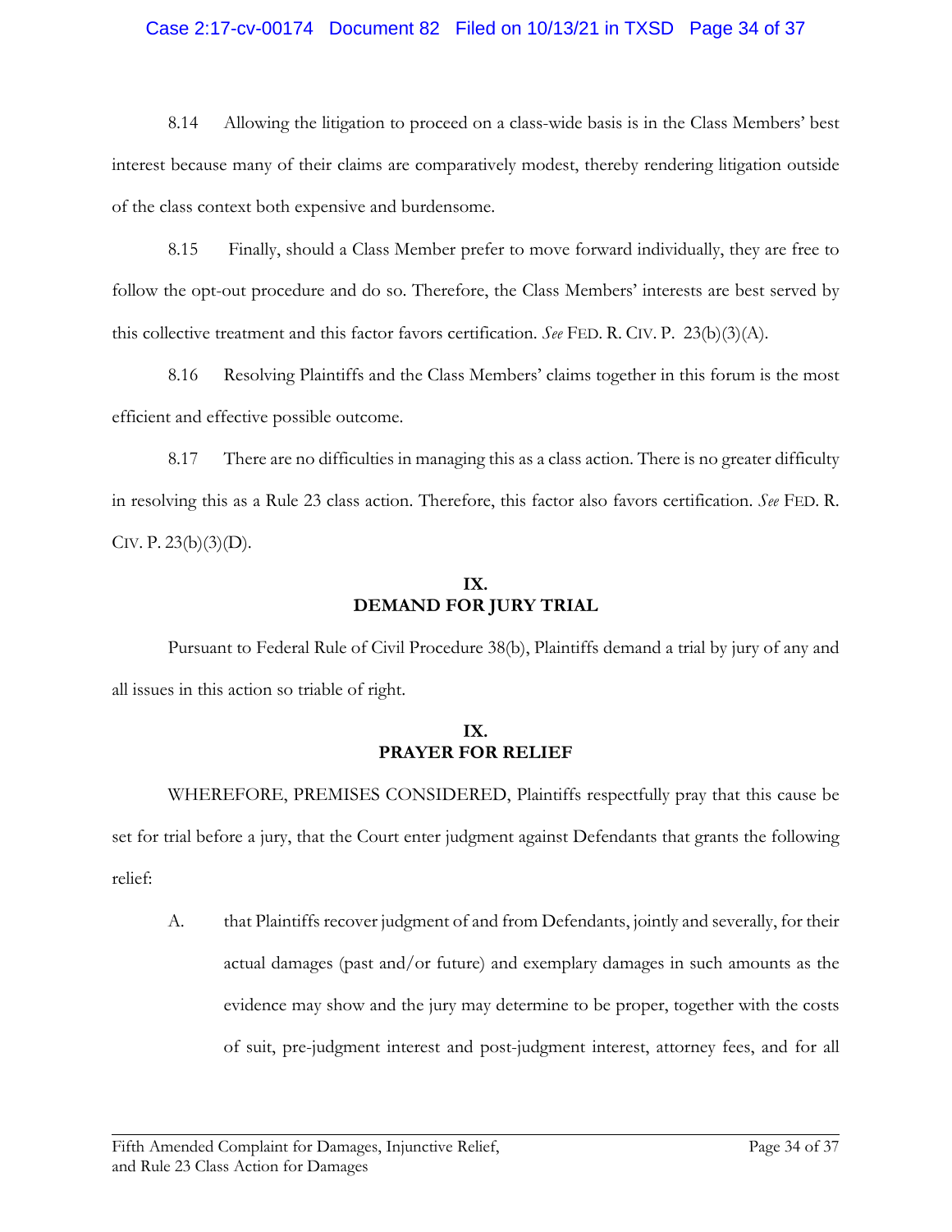8.14 Allowing the litigation to proceed on a class-wide basis is in the Class Members' best interest because many of their claims are comparatively modest, thereby rendering litigation outside of the class context both expensive and burdensome.

8.15 Finally, should a Class Member prefer to move forward individually, they are free to follow the opt-out procedure and do so. Therefore, the Class Members' interests are best served by this collective treatment and this factor favors certification. *See* FED. R. CIV. P. 23(b)(3)(A).

8.16 Resolving Plaintiffs and the Class Members' claims together in this forum is the most efficient and effective possible outcome.

8.17 There are no difficulties in managing this as a class action. There is no greater difficulty in resolving this as a Rule 23 class action. Therefore, this factor also favors certification. *See* FED. R. CIV. P. 23(b)(3)(D).

## IX.
## DEMAND FOR JURY TRIAL

Pursuant to Federal Rule of Civil Procedure 38(b), Plaintiffs demand a trial by jury of any and all issues in this action so triable of right.

## IX.
## PRAYER FOR RELIEF

WHEREFORE, PREMISES CONSIDERED, Plaintiffs respectfully pray that this cause be set for trial before a jury, that the Court enter judgment against Defendants that grants the following relief:

A. that Plaintiffs recover judgment of and from Defendants, jointly and severally, for their actual damages (past and/or future) and exemplary damages in such amounts as the evidence may show and the jury may determine to be proper, together with the costs of suit, pre-judgment interest and post-judgment interest, attorney fees, and for all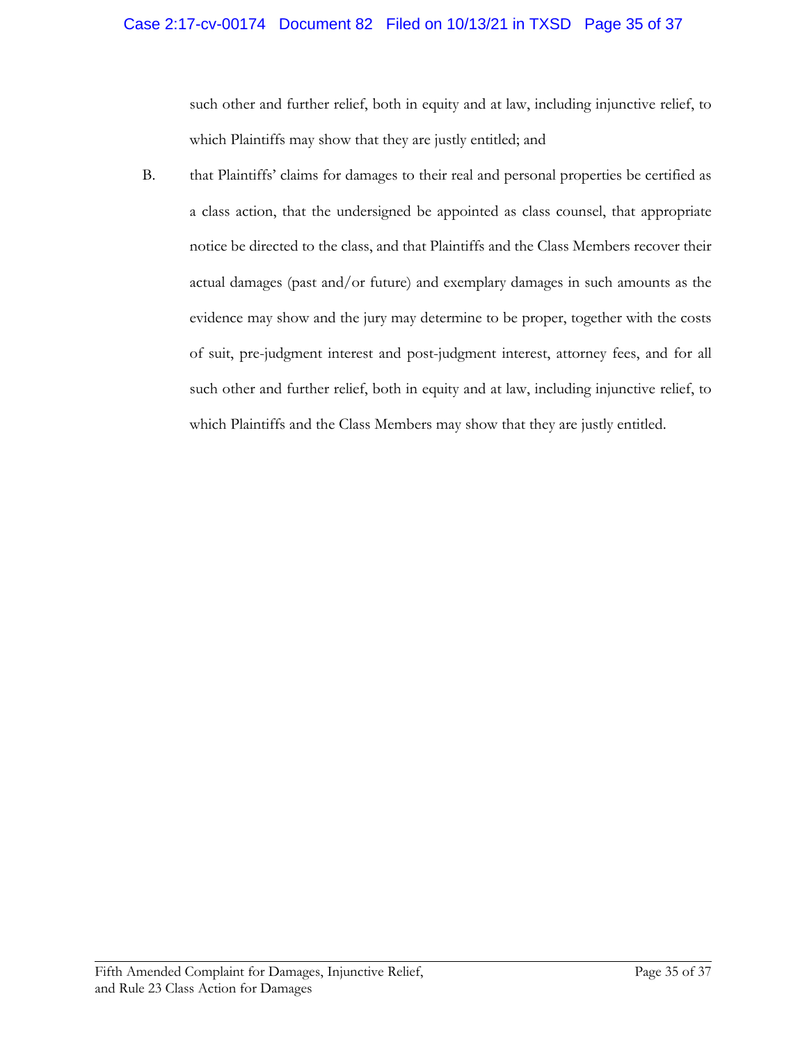such other and further relief, both in equity and at law, including injunctive relief, to which Plaintiffs may show that they are justly entitled; and

B. that Plaintiffs' claims for damages to their real and personal properties be certified as a class action, that the undersigned be appointed as class counsel, that appropriate notice be directed to the class, and that Plaintiffs and the Class Members recover their actual damages (past and/or future) and exemplary damages in such amounts as the evidence may show and the jury may determine to be proper, together with the costs of suit, pre-judgment interest and post-judgment interest, attorney fees, and for all such other and further relief, both in equity and at law, including injunctive relief, to which Plaintiffs and the Class Members may show that they are justly entitled.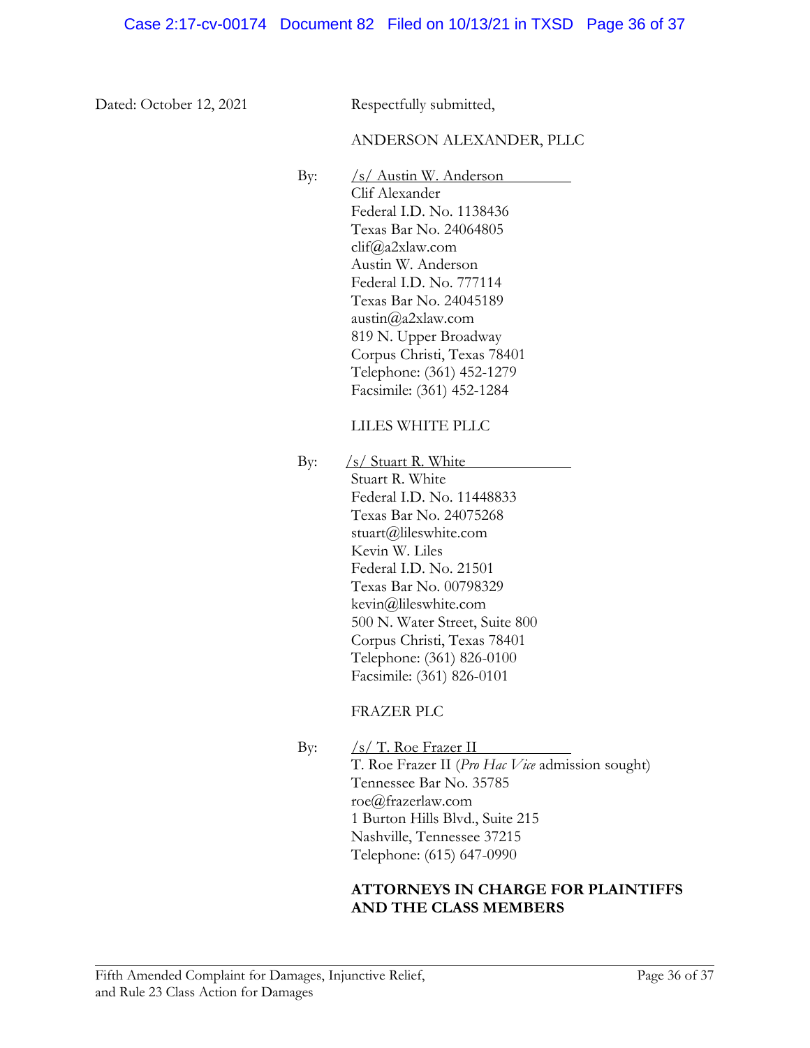Dated: October 12, 2021

Respectfully submitted,

ANDERSON ALEXANDER, PLLC

By: /s/ Austin W. Anderson
Clif Alexander
Federal I.D. No. 1138436
Texas Bar No. 24064805
clif@a2xlaw.com
Austin W. Anderson
Federal I.D. No. 777114
Texas Bar No. 24045189
austin@a2xlaw.com
819 N. Upper Broadway
Corpus Christi, Texas 78401
Telephone: (361) 452-1279
Facsimile: (361) 452-1284

LILES WHITE PLLC

By: /s/ Stuart R. White
Stuart R. White
Federal I.D. No. 11448833
Texas Bar No. 24075268
stuart@lileswhite.com
Kevin W. Liles
Federal I.D. No. 21501
Texas Bar No. 00798329
kevin@lileswhite.com
500 N. Water Street, Suite 800
Corpus Christi, Texas 78401
Telephone: (361) 826-0100
Facsimile: (361) 826-0101

FRAZER PLC

By: /s/ T. Roe Frazer II
T. Roe Frazer II (*Pro Hac Vice* admission sought)
Tennessee Bar No. 35785
roe@frazerlaw.com
1 Burton Hills Blvd., Suite 215
Nashville, Tennessee 37215
Telephone: (615) 647-0990

**ATTORNEYS IN CHARGE FOR PLAINTIFFS AND THE CLASS MEMBERS**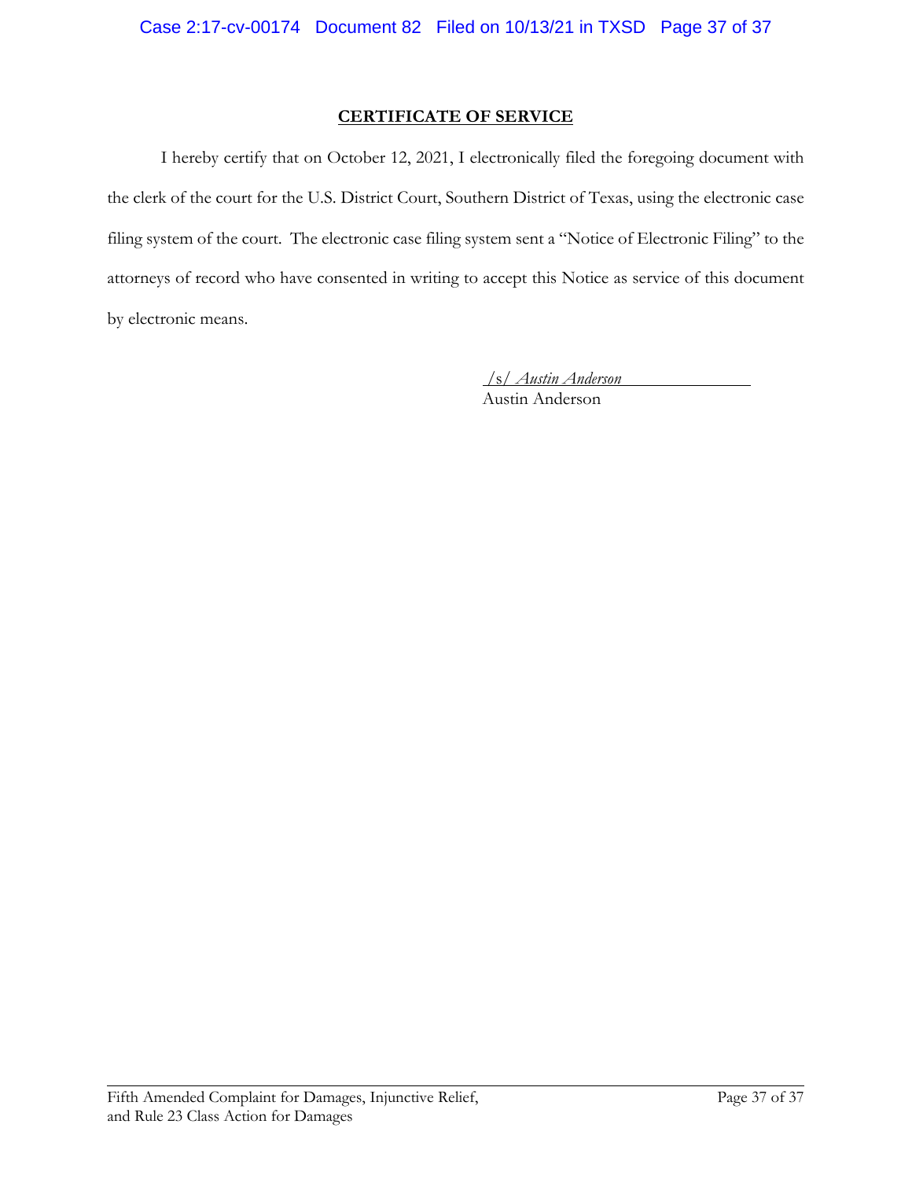**CERTIFICATE OF SERVICE**

I hereby certify that on October 12, 2021, I electronically filed the foregoing document with the clerk of the court for the U.S. District Court, Southern District of Texas, using the electronic case filing system of the court. The electronic case filing system sent a "Notice of Electronic Filing" to the attorneys of record who have consented in writing to accept this Notice as service of this document by electronic means.

/s/ *Austin Anderson*
Austin Anderson